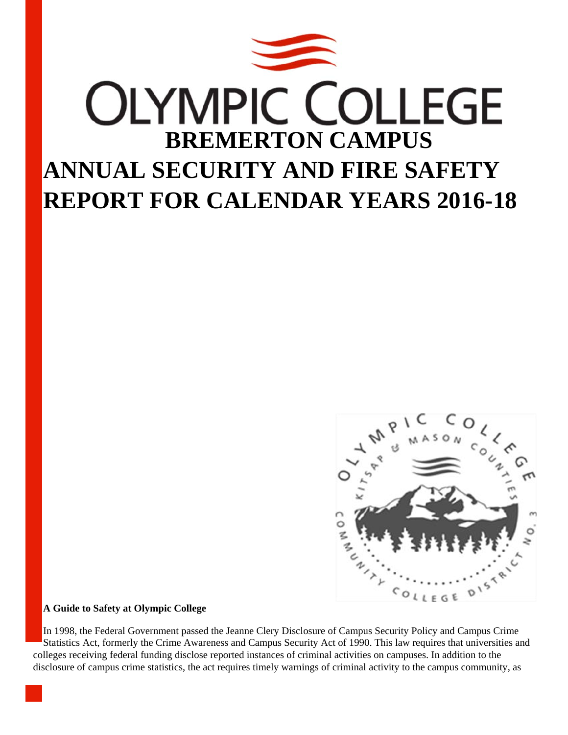# OLYMPIC COLLEGE

## BREMERTON CAMPUS

# ANNUAL SECURITY AND FIRE SAFETY REPORT FOR CALENDAR YEARS 2016-18

**A Guide to Safety at Olympic College**

In 1998, the Federal Government passed the Jeanne Clery Disclosure of Campus Security Policy and Campus Crime Statistics Act, formerly the Crime Awareness and Campus Security Act of 1990. This law requires that universities and colleges receiving federal funding disclose reported instances of criminal activities on campuses. In addition to the disclosure of campus crime statistics, the act requires timely warnings of criminal activity to the campus community, as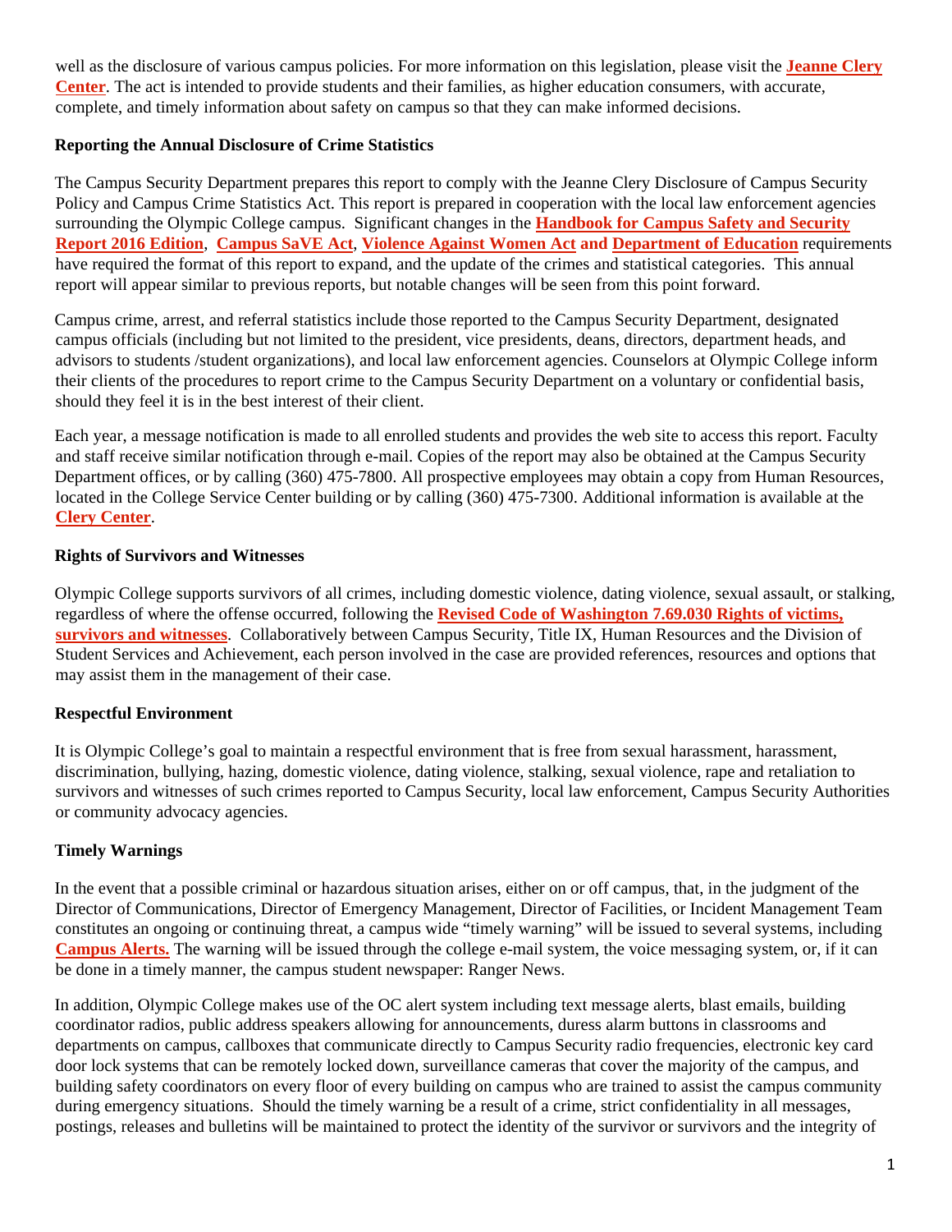well as the disclosure of various campus policies. For more information on this legislation, please visit the **Jeanne Clery Center**. The act is intended to provide students and their families, as higher education consumers, with accurate, complete, and timely information about safety on campus so that they can make informed decisions.

**Reporting the Annual Disclosure of Crime Statistics**

The Campus Security Department prepares this report to comply with the Jeanne Clery Disclosure of Campus Security Policy and Campus Crime Statistics Act. This report is prepared in cooperation with the local law enforcement agencies surrounding the Olympic College campus. Significant changes in the **Handbook for Campus Safety and Security Report 2016 Edition**, **Campus SaVE Act**, **Violence Against Women Act and Department of Education** requirements have required the format of this report to expand, and the update of the crimes and statistical categories. This annual report will appear similar to previous reports, but notable changes will be seen from this point forward.

Campus crime, arrest, and referral statistics include those reported to the Campus Security Department, designated campus officials (including but not limited to the president, vice presidents, deans, directors, department heads, and advisors to students /student organizations), and local law enforcement agencies. Counselors at Olympic College inform their clients of the procedures to report crime to the Campus Security Department on a voluntary or confidential basis, should they feel it is in the best interest of their client.

Each year, a message notification is made to all enrolled students and provides the web site to access this report. Faculty and staff receive similar notification through e-mail. Copies of the report may also be obtained at the Campus Security Department offices, or by calling (360) 475-7800. All prospective employees may obtain a copy from Human Resources, located in the College Service Center building or by calling (360) 475-7300. Additional information is available at the **Clery Center**.

**Rights of Survivors and Witnesses**

Olympic College supports survivors of all crimes, including domestic violence, dating violence, sexual assault, or stalking, regardless of where the offense occurred, following the **Revised Code of Washington 7.69.030 Rights of victims, survivors and witnesses**. Collaboratively between Campus Security, Title IX, Human Resources and the Division of Student Services and Achievement, each person involved in the case are provided references, resources and options that may assist them in the management of their case.

**Respectful Environment**

It is Olympic College's goal to maintain a respectful environment that is free from sexual harassment, harassment, discrimination, bullying, hazing, domestic violence, dating violence, stalking, sexual violence, rape and retaliation to survivors and witnesses of such crimes reported to Campus Security, local law enforcement, Campus Security Authorities or community advocacy agencies.

**Timely Warnings**

In the event that a possible criminal or hazardous situation arises, either on or off campus, that, in the judgment of the Director of Communications, Director of Emergency Management, Director of Facilities, or Incident Management Team constitutes an ongoing or continuing threat, a campus wide "timely warning" will be issued to several systems, including **Campus Alerts.** The warning will be issued through the college e-mail system, the voice messaging system, or, if it can be done in a timely manner, the campus student newspaper: Ranger News.

In addition, Olympic College makes use of the OC alert system including text message alerts, blast emails, building coordinator radios, public address speakers allowing for announcements, duress alarm buttons in classrooms and departments on campus, callboxes that communicate directly to Campus Security radio frequencies, electronic key card door lock systems that can be remotely locked down, surveillance cameras that cover the majority of the campus, and building safety coordinators on every floor of every building on campus who are trained to assist the campus community during emergency situations. Should the timely warning be a result of a crime, strict confidentiality in all messages, postings, releases and bulletins will be maintained to protect the identity of the survivor or survivors and the integrity of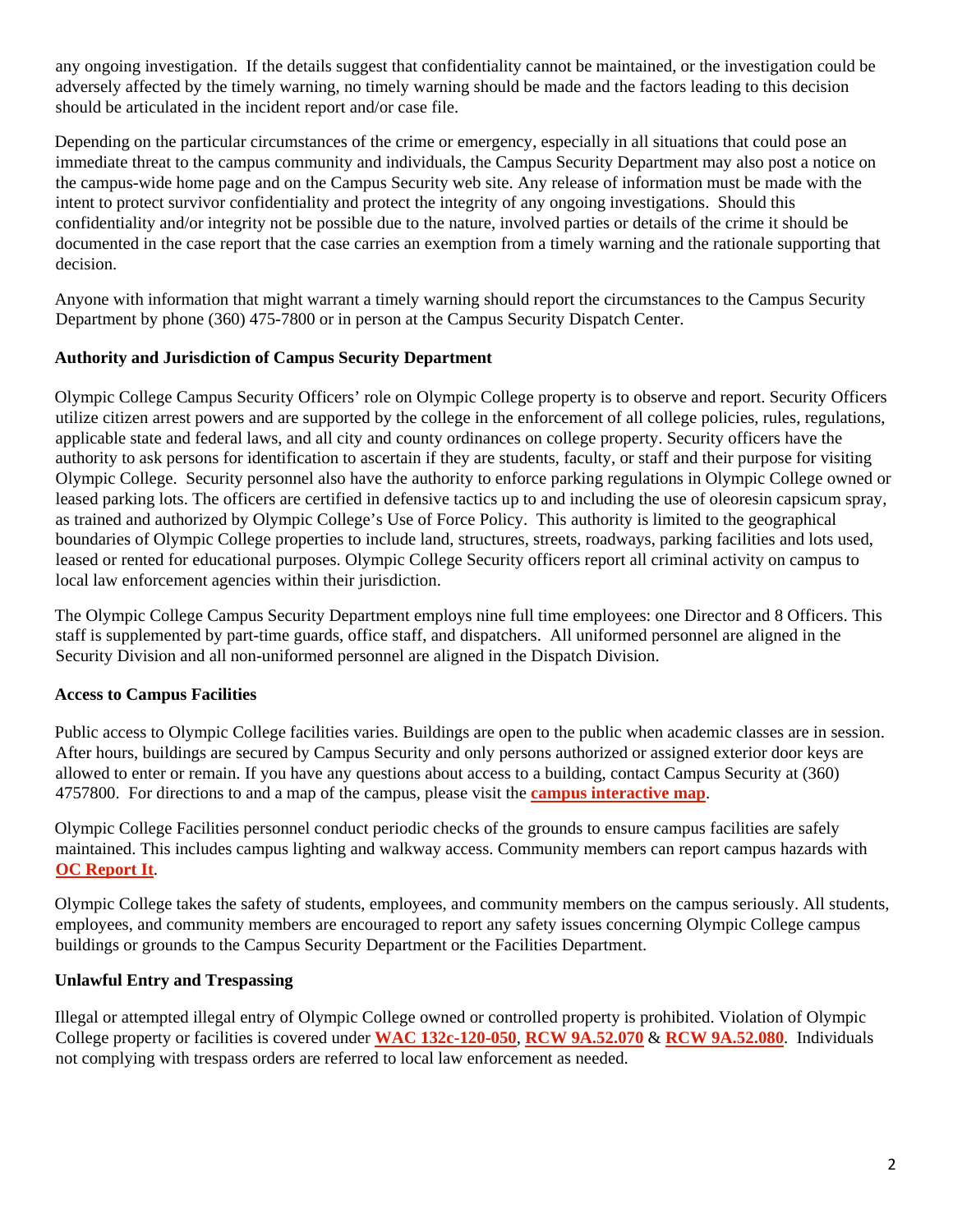any ongoing investigation. If the details suggest that confidentiality cannot be maintained, or the investigation could be adversely affected by the timely warning, no timely warning should be made and the factors leading to this decision should be articulated in the incident report and/or case file.

Depending on the particular circumstances of the crime or emergency, especially in all situations that could pose an immediate threat to the campus community and individuals, the Campus Security Department may also post a notice on the campus-wide home page and on the Campus Security web site. Any release of information must be made with the intent to protect survivor confidentiality and protect the integrity of any ongoing investigations. Should this confidentiality and/or integrity not be possible due to the nature, involved parties or details of the crime it should be documented in the case report that the case carries an exemption from a timely warning and the rationale supporting that decision.

Anyone with information that might warrant a timely warning should report the circumstances to the Campus Security Department by phone (360) 475-7800 or in person at the Campus Security Dispatch Center.

**Authority and Jurisdiction of Campus Security Department**

Olympic College Campus Security Officers' role on Olympic College property is to observe and report. Security Officers utilize citizen arrest powers and are supported by the college in the enforcement of all college policies, rules, regulations, applicable state and federal laws, and all city and county ordinances on college property. Security officers have the authority to ask persons for identification to ascertain if they are students, faculty, or staff and their purpose for visiting Olympic College. Security personnel also have the authority to enforce parking regulations in Olympic College owned or leased parking lots. The officers are certified in defensive tactics up to and including the use of oleoresin capsicum spray, as trained and authorized by Olympic College's Use of Force Policy. This authority is limited to the geographical boundaries of Olympic College properties to include land, structures, streets, roadways, parking facilities and lots used, leased or rented for educational purposes. Olympic College Security officers report all criminal activity on campus to local law enforcement agencies within their jurisdiction.

The Olympic College Campus Security Department employs nine full time employees: one Director and 8 Officers. This staff is supplemented by part-time guards, office staff, and dispatchers. All uniformed personnel are aligned in the Security Division and all non-uniformed personnel are aligned in the Dispatch Division.

**Access to Campus Facilities**

Public access to Olympic College facilities varies. Buildings are open to the public when academic classes are in session. After hours, buildings are secured by Campus Security and only persons authorized or assigned exterior door keys are allowed to enter or remain. If you have any questions about access to a building, contact Campus Security at (360) 4757800. For directions to and a map of the campus, please visit the **campus interactive map**.

Olympic College Facilities personnel conduct periodic checks of the grounds to ensure campus facilities are safely maintained. This includes campus lighting and walkway access. Community members can report campus hazards with **OC Report It**.

Olympic College takes the safety of students, employees, and community members on the campus seriously. All students, employees, and community members are encouraged to report any safety issues concerning Olympic College campus buildings or grounds to the Campus Security Department or the Facilities Department.

**Unlawful Entry and Trespassing**

Illegal or attempted illegal entry of Olympic College owned or controlled property is prohibited. Violation of Olympic College property or facilities is covered under **WAC 132c-120-050**, **RCW 9A.52.070** & **RCW 9A.52.080**. Individuals not complying with trespass orders are referred to local law enforcement as needed.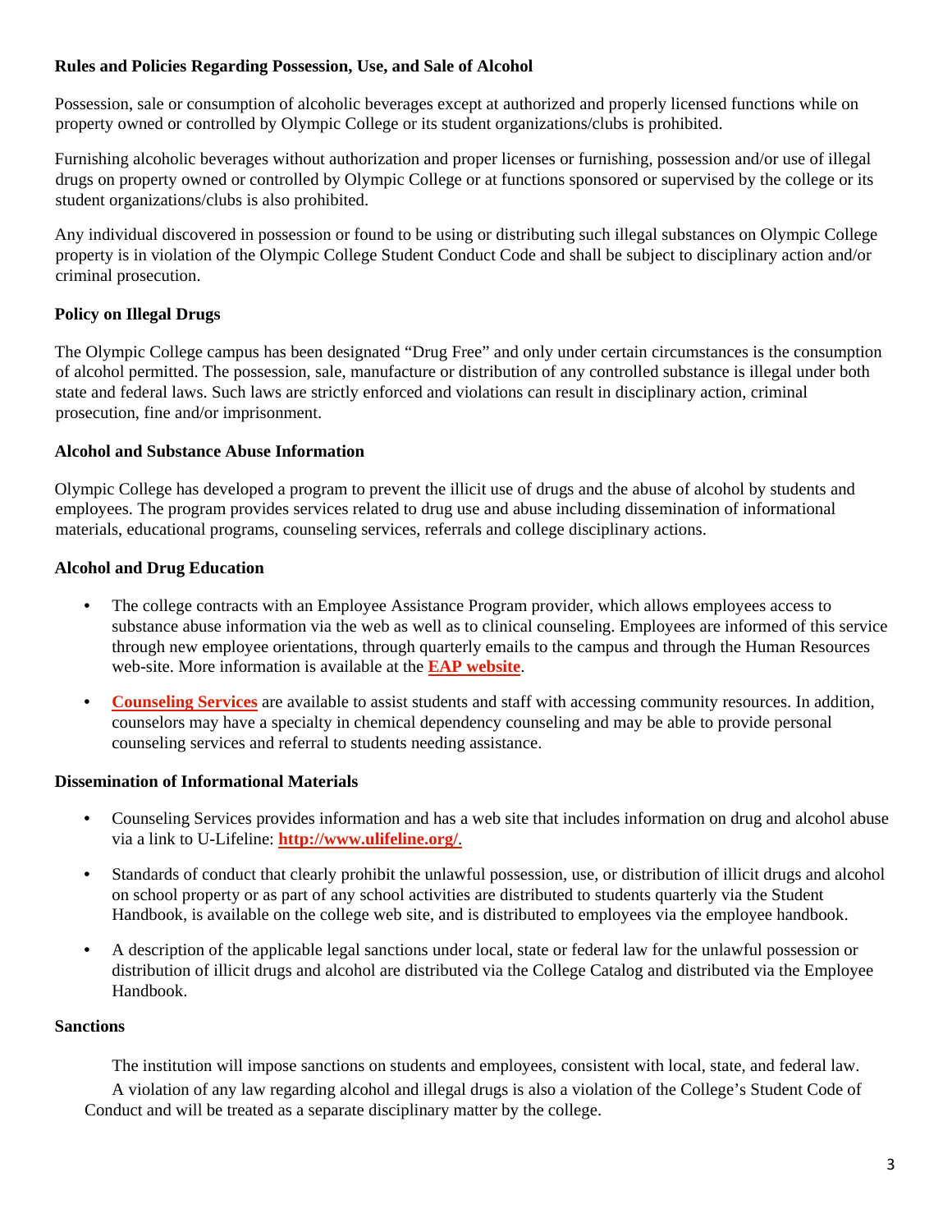**Rules and Policies Regarding Possession, Use, and Sale of Alcohol**

Possession, sale or consumption of alcoholic beverages except at authorized and properly licensed functions while on property owned or controlled by Olympic College or its student organizations/clubs is prohibited.

Furnishing alcoholic beverages without authorization and proper licenses or furnishing, possession and/or use of illegal drugs on property owned or controlled by Olympic College or at functions sponsored or supervised by the college or its student organizations/clubs is also prohibited.

Any individual discovered in possession or found to be using or distributing such illegal substances on Olympic College property is in violation of the Olympic College Student Conduct Code and shall be subject to disciplinary action and/or criminal prosecution.

**Policy on Illegal Drugs**

The Olympic College campus has been designated "Drug Free" and only under certain circumstances is the consumption of alcohol permitted. The possession, sale, manufacture or distribution of any controlled substance is illegal under both state and federal laws. Such laws are strictly enforced and violations can result in disciplinary action, criminal prosecution, fine and/or imprisonment.

**Alcohol and Substance Abuse Information**

Olympic College has developed a program to prevent the illicit use of drugs and the abuse of alcohol by students and employees. The program provides services related to drug use and abuse including dissemination of informational materials, educational programs, counseling services, referrals and college disciplinary actions.

**Alcohol and Drug Education**

- The college contracts with an Employee Assistance Program provider, which allows employees access to substance abuse information via the web as well as to clinical counseling. Employees are informed of this service through new employee orientations, through quarterly emails to the campus and through the Human Resources web-site. More information is available at the **EAP website**.
- **Counseling Services** are available to assist students and staff with accessing community resources. In addition, counselors may have a specialty in chemical dependency counseling and may be able to provide personal counseling services and referral to students needing assistance.

**Dissemination of Informational Materials**

- Counseling Services provides information and has a web site that includes information on drug and alcohol abuse via a link to U-Lifeline: **http://www.ulifeline.org/**.
- Standards of conduct that clearly prohibit the unlawful possession, use, or distribution of illicit drugs and alcohol on school property or as part of any school activities are distributed to students quarterly via the Student Handbook, is available on the college web site, and is distributed to employees via the employee handbook.
- A description of the applicable legal sanctions under local, state or federal law for the unlawful possession or distribution of illicit drugs and alcohol are distributed via the College Catalog and distributed via the Employee Handbook.

**Sanctions**

The institution will impose sanctions on students and employees, consistent with local, state, and federal law.

A violation of any law regarding alcohol and illegal drugs is also a violation of the College's Student Code of Conduct and will be treated as a separate disciplinary matter by the college.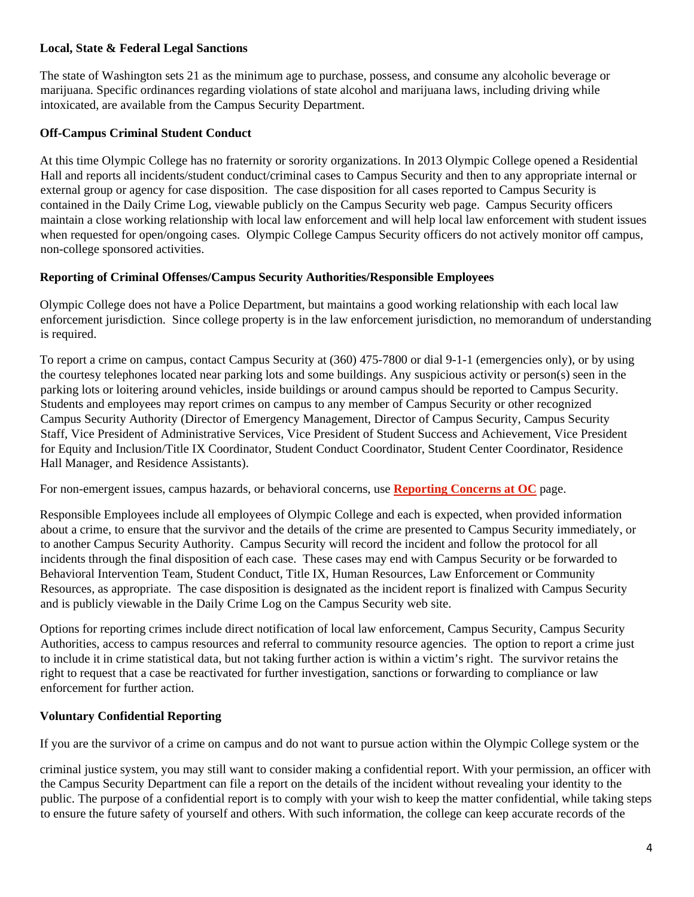**Local, State & Federal Legal Sanctions**

The state of Washington sets 21 as the minimum age to purchase, possess, and consume any alcoholic beverage or marijuana. Specific ordinances regarding violations of state alcohol and marijuana laws, including driving while intoxicated, are available from the Campus Security Department.

**Off-Campus Criminal Student Conduct**

At this time Olympic College has no fraternity or sorority organizations. In 2013 Olympic College opened a Residential Hall and reports all incidents/student conduct/criminal cases to Campus Security and then to any appropriate internal or external group or agency for case disposition. The case disposition for all cases reported to Campus Security is contained in the Daily Crime Log, viewable publicly on the Campus Security web page. Campus Security officers maintain a close working relationship with local law enforcement and will help local law enforcement with student issues when requested for open/ongoing cases. Olympic College Campus Security officers do not actively monitor off campus, non-college sponsored activities.

**Reporting of Criminal Offenses/Campus Security Authorities/Responsible Employees**

Olympic College does not have a Police Department, but maintains a good working relationship with each local law enforcement jurisdiction. Since college property is in the law enforcement jurisdiction, no memorandum of understanding is required.

To report a crime on campus, contact Campus Security at (360) 475-7800 or dial 9-1-1 (emergencies only), or by using the courtesy telephones located near parking lots and some buildings. Any suspicious activity or person(s) seen in the parking lots or loitering around vehicles, inside buildings or around campus should be reported to Campus Security. Students and employees may report crimes on campus to any member of Campus Security or other recognized Campus Security Authority (Director of Emergency Management, Director of Campus Security, Campus Security Staff, Vice President of Administrative Services, Vice President of Student Success and Achievement, Vice President for Equity and Inclusion/Title IX Coordinator, Student Conduct Coordinator, Student Center Coordinator, Residence Hall Manager, and Residence Assistants).

For non-emergent issues, campus hazards, or behavioral concerns, use **Reporting Concerns at OC** page.

Responsible Employees include all employees of Olympic College and each is expected, when provided information about a crime, to ensure that the survivor and the details of the crime are presented to Campus Security immediately, or to another Campus Security Authority. Campus Security will record the incident and follow the protocol for all incidents through the final disposition of each case. These cases may end with Campus Security or be forwarded to Behavioral Intervention Team, Student Conduct, Title IX, Human Resources, Law Enforcement or Community Resources, as appropriate. The case disposition is designated as the incident report is finalized with Campus Security and is publicly viewable in the Daily Crime Log on the Campus Security web site.

Options for reporting crimes include direct notification of local law enforcement, Campus Security, Campus Security Authorities, access to campus resources and referral to community resource agencies. The option to report a crime just to include it in crime statistical data, but not taking further action is within a victim's right. The survivor retains the right to request that a case be reactivated for further investigation, sanctions or forwarding to compliance or law enforcement for further action.

**Voluntary Confidential Reporting**

If you are the survivor of a crime on campus and do not want to pursue action within the Olympic College system or the criminal justice system, you may still want to consider making a confidential report. With your permission, an officer with the Campus Security Department can file a report on the details of the incident without revealing your identity to the public. The purpose of a confidential report is to comply with your wish to keep the matter confidential, while taking steps to ensure the future safety of yourself and others. With such information, the college can keep accurate records of the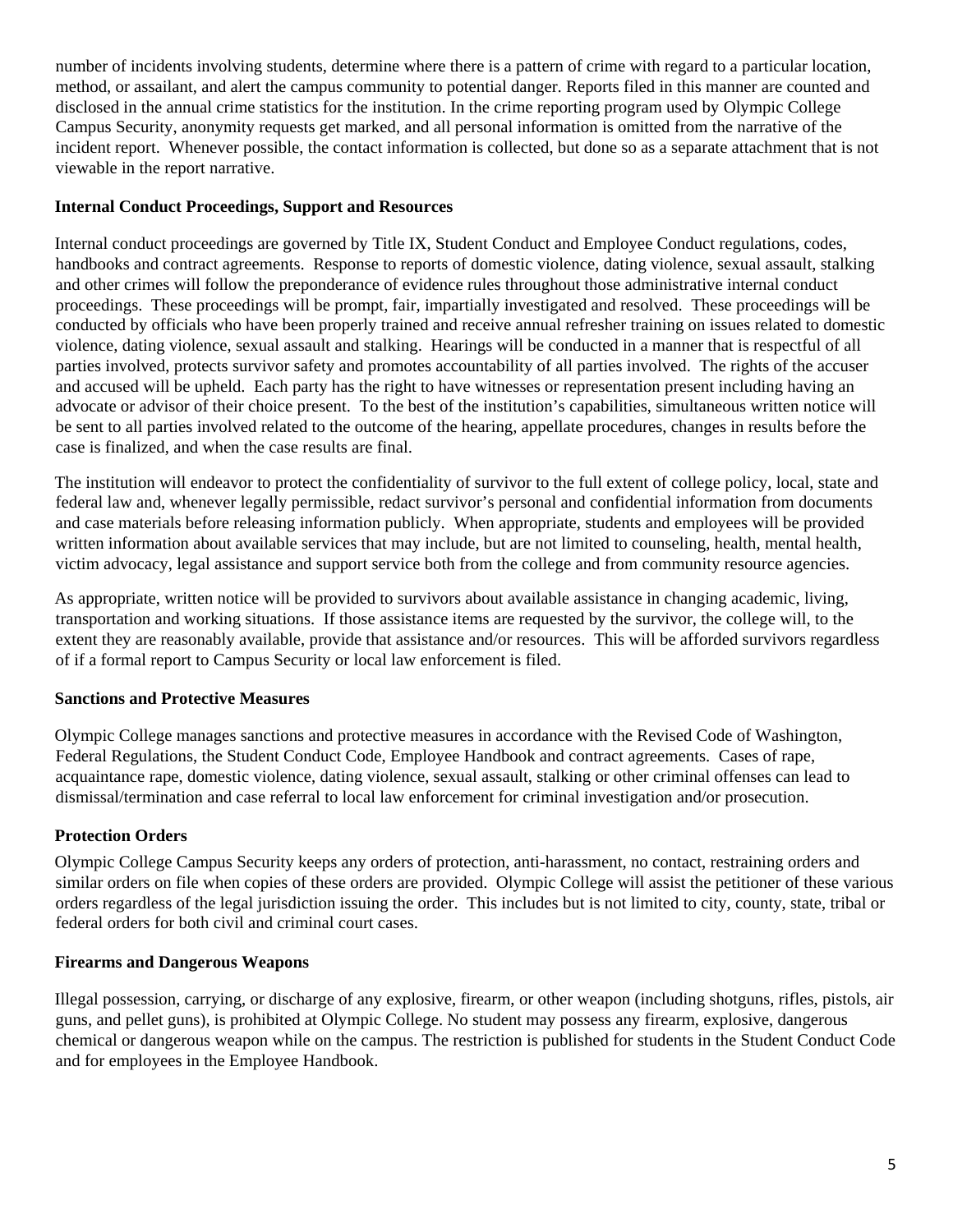number of incidents involving students, determine where there is a pattern of crime with regard to a particular location, method, or assailant, and alert the campus community to potential danger. Reports filed in this manner are counted and disclosed in the annual crime statistics for the institution. In the crime reporting program used by Olympic College Campus Security, anonymity requests get marked, and all personal information is omitted from the narrative of the incident report. Whenever possible, the contact information is collected, but done so as a separate attachment that is not viewable in the report narrative.

**Internal Conduct Proceedings, Support and Resources**

Internal conduct proceedings are governed by Title IX, Student Conduct and Employee Conduct regulations, codes, handbooks and contract agreements. Response to reports of domestic violence, dating violence, sexual assault, stalking and other crimes will follow the preponderance of evidence rules throughout those administrative internal conduct proceedings. These proceedings will be prompt, fair, impartially investigated and resolved. These proceedings will be conducted by officials who have been properly trained and receive annual refresher training on issues related to domestic violence, dating violence, sexual assault and stalking. Hearings will be conducted in a manner that is respectful of all parties involved, protects survivor safety and promotes accountability of all parties involved. The rights of the accuser and accused will be upheld. Each party has the right to have witnesses or representation present including having an advocate or advisor of their choice present. To the best of the institution's capabilities, simultaneous written notice will be sent to all parties involved related to the outcome of the hearing, appellate procedures, changes in results before the case is finalized, and when the case results are final.

The institution will endeavor to protect the confidentiality of survivor to the full extent of college policy, local, state and federal law and, whenever legally permissible, redact survivor's personal and confidential information from documents and case materials before releasing information publicly. When appropriate, students and employees will be provided written information about available services that may include, but are not limited to counseling, health, mental health, victim advocacy, legal assistance and support service both from the college and from community resource agencies.

As appropriate, written notice will be provided to survivors about available assistance in changing academic, living, transportation and working situations. If those assistance items are requested by the survivor, the college will, to the extent they are reasonably available, provide that assistance and/or resources. This will be afforded survivors regardless of if a formal report to Campus Security or local law enforcement is filed.

**Sanctions and Protective Measures**

Olympic College manages sanctions and protective measures in accordance with the Revised Code of Washington, Federal Regulations, the Student Conduct Code, Employee Handbook and contract agreements. Cases of rape, acquaintance rape, domestic violence, dating violence, sexual assault, stalking or other criminal offenses can lead to dismissal/termination and case referral to local law enforcement for criminal investigation and/or prosecution.

**Protection Orders**

Olympic College Campus Security keeps any orders of protection, anti-harassment, no contact, restraining orders and similar orders on file when copies of these orders are provided. Olympic College will assist the petitioner of these various orders regardless of the legal jurisdiction issuing the order. This includes but is not limited to city, county, state, tribal or federal orders for both civil and criminal court cases.

**Firearms and Dangerous Weapons**

Illegal possession, carrying, or discharge of any explosive, firearm, or other weapon (including shotguns, rifles, pistols, air guns, and pellet guns), is prohibited at Olympic College. No student may possess any firearm, explosive, dangerous chemical or dangerous weapon while on the campus. The restriction is published for students in the Student Conduct Code and for employees in the Employee Handbook.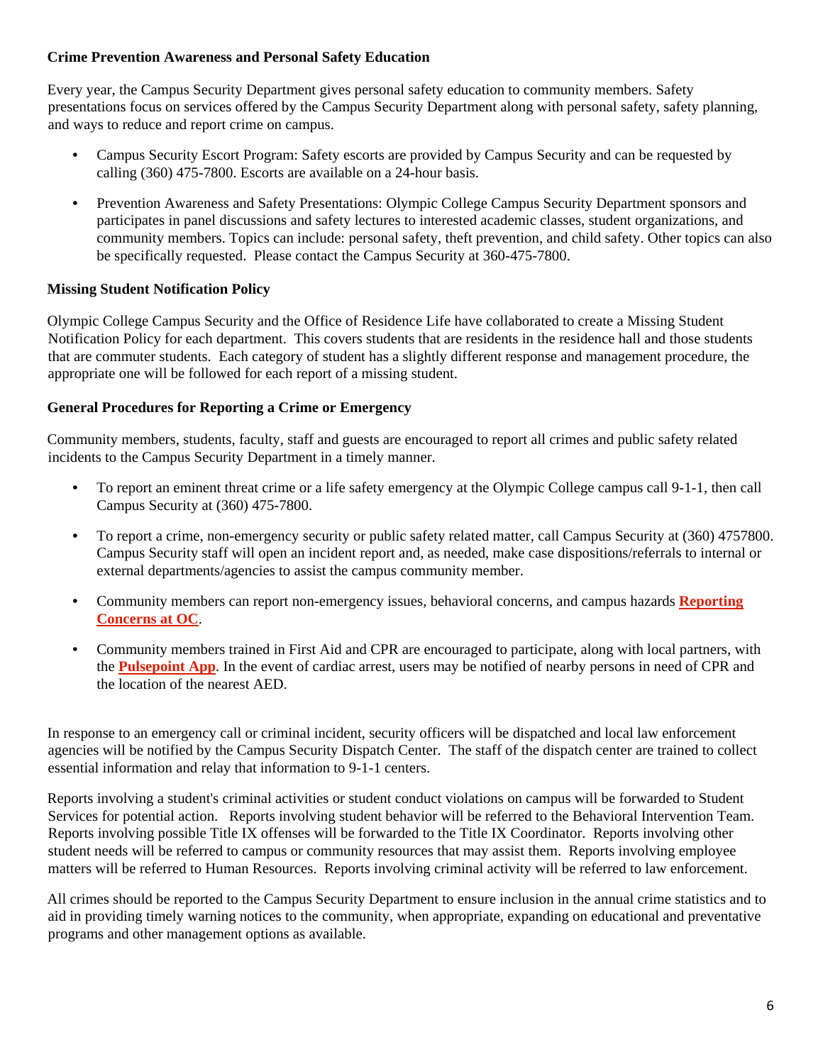**Crime Prevention Awareness and Personal Safety Education**

Every year, the Campus Security Department gives personal safety education to community members. Safety presentations focus on services offered by the Campus Security Department along with personal safety, safety planning, and ways to reduce and report crime on campus.

- Campus Security Escort Program: Safety escorts are provided by Campus Security and can be requested by calling (360) 475-7800. Escorts are available on a 24-hour basis.
- Prevention Awareness and Safety Presentations: Olympic College Campus Security Department sponsors and participates in panel discussions and safety lectures to interested academic classes, student organizations, and community members. Topics can include: personal safety, theft prevention, and child safety. Other topics can also be specifically requested. Please contact the Campus Security at 360-475-7800.

**Missing Student Notification Policy**

Olympic College Campus Security and the Office of Residence Life have collaborated to create a Missing Student Notification Policy for each department. This covers students that are residents in the residence hall and those students that are commuter students. Each category of student has a slightly different response and management procedure, the appropriate one will be followed for each report of a missing student.

**General Procedures for Reporting a Crime or Emergency**

Community members, students, faculty, staff and guests are encouraged to report all crimes and public safety related incidents to the Campus Security Department in a timely manner.

- To report an eminent threat crime or a life safety emergency at the Olympic College campus call 9-1-1, then call Campus Security at (360) 475-7800.
- To report a crime, non-emergency security or public safety related matter, call Campus Security at (360) 4757800. Campus Security staff will open an incident report and, as needed, make case dispositions/referrals to internal or external departments/agencies to assist the campus community member.
- Community members can report non-emergency issues, behavioral concerns, and campus hazards **Reporting Concerns at OC**.
- Community members trained in First Aid and CPR are encouraged to participate, along with local partners, with the **Pulsepoint App**. In the event of cardiac arrest, users may be notified of nearby persons in need of CPR and the location of the nearest AED.

In response to an emergency call or criminal incident, security officers will be dispatched and local law enforcement agencies will be notified by the Campus Security Dispatch Center. The staff of the dispatch center are trained to collect essential information and relay that information to 9-1-1 centers.

Reports involving a student's criminal activities or student conduct violations on campus will be forwarded to Student Services for potential action. Reports involving student behavior will be referred to the Behavioral Intervention Team. Reports involving possible Title IX offenses will be forwarded to the Title IX Coordinator. Reports involving other student needs will be referred to campus or community resources that may assist them. Reports involving employee matters will be referred to Human Resources. Reports involving criminal activity will be referred to law enforcement.

All crimes should be reported to the Campus Security Department to ensure inclusion in the annual crime statistics and to aid in providing timely warning notices to the community, when appropriate, expanding on educational and preventative programs and other management options as available.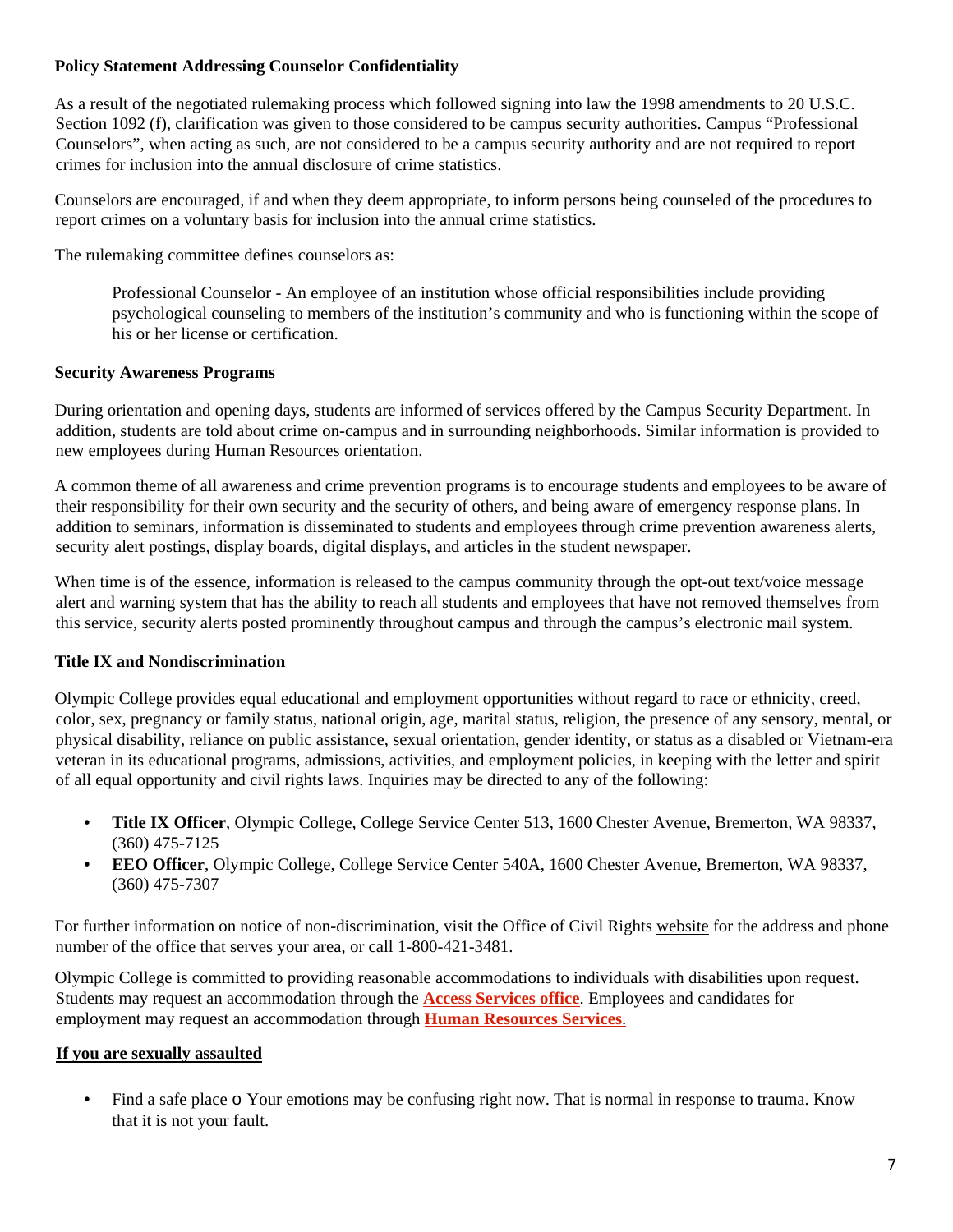**Policy Statement Addressing Counselor Confidentiality**

As a result of the negotiated rulemaking process which followed signing into law the 1998 amendments to 20 U.S.C. Section 1092 (f), clarification was given to those considered to be campus security authorities. Campus "Professional Counselors", when acting as such, are not considered to be a campus security authority and are not required to report crimes for inclusion into the annual disclosure of crime statistics.

Counselors are encouraged, if and when they deem appropriate, to inform persons being counseled of the procedures to report crimes on a voluntary basis for inclusion into the annual crime statistics.

The rulemaking committee defines counselors as:

> Professional Counselor - An employee of an institution whose official responsibilities include providing psychological counseling to members of the institution's community and who is functioning within the scope of his or her license or certification.

**Security Awareness Programs**

During orientation and opening days, students are informed of services offered by the Campus Security Department. In addition, students are told about crime on-campus and in surrounding neighborhoods. Similar information is provided to new employees during Human Resources orientation.

A common theme of all awareness and crime prevention programs is to encourage students and employees to be aware of their responsibility for their own security and the security of others, and being aware of emergency response plans. In addition to seminars, information is disseminated to students and employees through crime prevention awareness alerts, security alert postings, display boards, digital displays, and articles in the student newspaper.

When time is of the essence, information is released to the campus community through the opt-out text/voice message alert and warning system that has the ability to reach all students and employees that have not removed themselves from this service, security alerts posted prominently throughout campus and through the campus's electronic mail system.

**Title IX and Nondiscrimination**

Olympic College provides equal educational and employment opportunities without regard to race or ethnicity, creed, color, sex, pregnancy or family status, national origin, age, marital status, religion, the presence of any sensory, mental, or physical disability, reliance on public assistance, sexual orientation, gender identity, or status as a disabled or Vietnam-era veteran in its educational programs, admissions, activities, and employment policies, in keeping with the letter and spirit of all equal opportunity and civil rights laws. Inquiries may be directed to any of the following:

- **Title IX Officer**, Olympic College, College Service Center 513, 1600 Chester Avenue, Bremerton, WA 98337, (360) 475-7125
- **EEO Officer**, Olympic College, College Service Center 540A, 1600 Chester Avenue, Bremerton, WA 98337, (360) 475-7307

For further information on notice of non-discrimination, visit the Office of Civil Rights website for the address and phone number of the office that serves your area, or call 1-800-421-3481.

Olympic College is committed to providing reasonable accommodations to individuals with disabilities upon request. Students may request an accommodation through the **Access Services office**. Employees and candidates for employment may request an accommodation through **Human Resources Services**.

**If you are sexually assaulted**

- Find a safe place o Your emotions may be confusing right now. That is normal in response to trauma. Know that it is not your fault.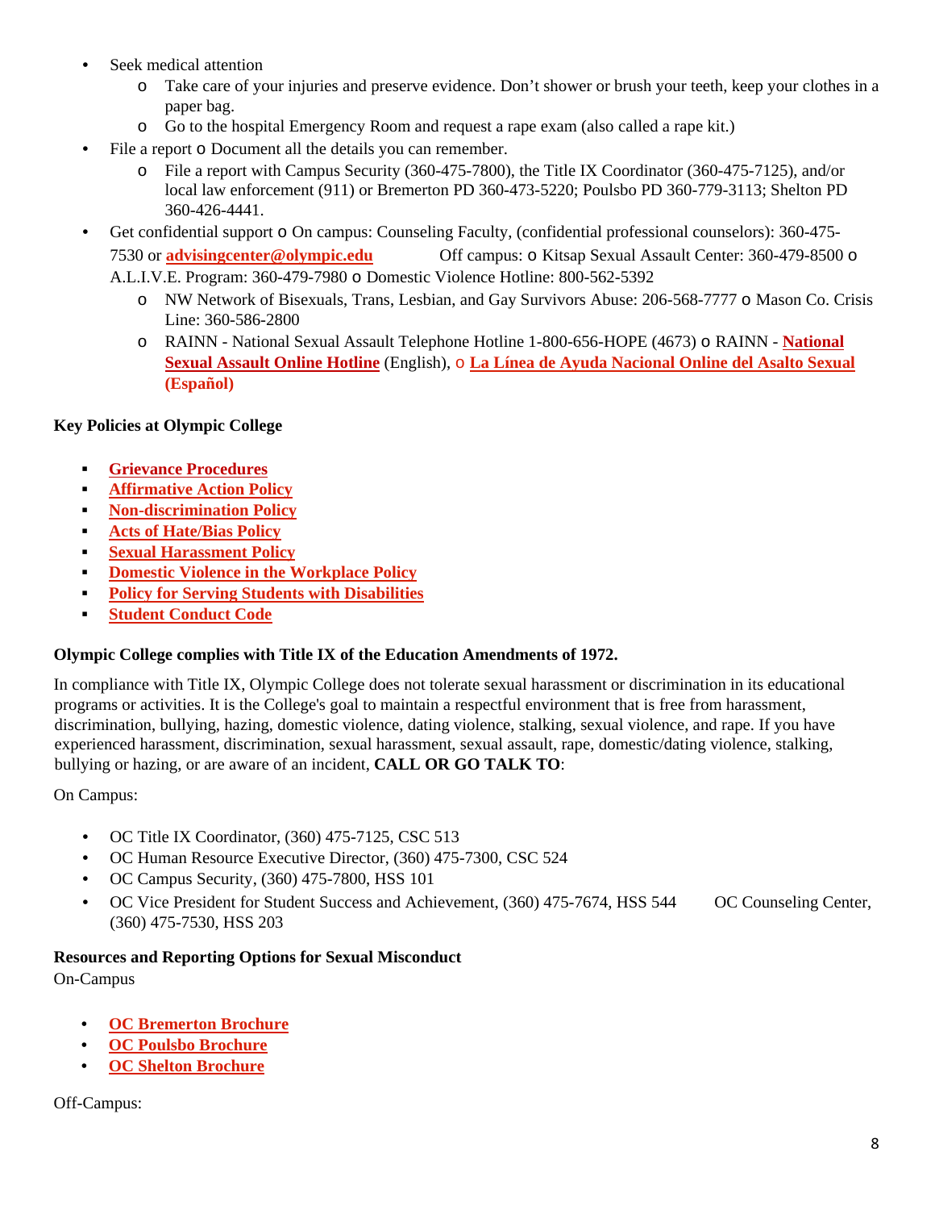- Seek medical attention
  - Take care of your injuries and preserve evidence. Don't shower or brush your teeth, keep your clothes in a paper bag.
  - Go to the hospital Emergency Room and request a rape exam (also called a rape kit.)
- File a report o Document all the details you can remember.
  - File a report with Campus Security (360-475-7800), the Title IX Coordinator (360-475-7125), and/or local law enforcement (911) or Bremerton PD 360-473-5220; Poulsbo PD 360-779-3113; Shelton PD 360-426-4441.
- Get confidential support o On campus: Counseling Faculty, (confidential professional counselors): 360-475-7530 or **advisingcenter@olympic.edu** Off campus: o Kitsap Sexual Assault Center: 360-479-8500 o A.L.I.V.E. Program: 360-479-7980 o Domestic Violence Hotline: 800-562-5392
  - NW Network of Bisexuals, Trans, Lesbian, and Gay Survivors Abuse: 206-568-7777 o Mason Co. Crisis Line: 360-586-2800
  - RAINN - National Sexual Assault Telephone Hotline 1-800-656-HOPE (4673) o RAINN - **National Sexual Assault Online Hotline** (English), o **La Línea de Ayuda Nacional Online del Asalto Sexual (Español)**

**Key Policies at Olympic College**

- **Grievance Procedures**
- **Affirmative Action Policy**
- **Non-discrimination Policy**
- **Acts of Hate/Bias Policy**
- **Sexual Harassment Policy**
- **Domestic Violence in the Workplace Policy**
- **Policy for Serving Students with Disabilities**
- **Student Conduct Code**

**Olympic College complies with Title IX of the Education Amendments of 1972.**

In compliance with Title IX, Olympic College does not tolerate sexual harassment or discrimination in its educational programs or activities. It is the College's goal to maintain a respectful environment that is free from harassment, discrimination, bullying, hazing, domestic violence, dating violence, stalking, sexual violence, and rape. If you have experienced harassment, discrimination, sexual harassment, sexual assault, rape, domestic/dating violence, stalking, bullying or hazing, or are aware of an incident, **CALL OR GO TALK TO**:

On Campus:

- OC Title IX Coordinator, (360) 475-7125, CSC 513
- OC Human Resource Executive Director, (360) 475-7300, CSC 524
- OC Campus Security, (360) 475-7800, HSS 101
- OC Vice President for Student Success and Achievement, (360) 475-7674, HSS 544 OC Counseling Center, (360) 475-7530, HSS 203

**Resources and Reporting Options for Sexual Misconduct**

On-Campus

- **OC Bremerton Brochure**
- **OC Poulsbo Brochure**
- **OC Shelton Brochure**

Off-Campus: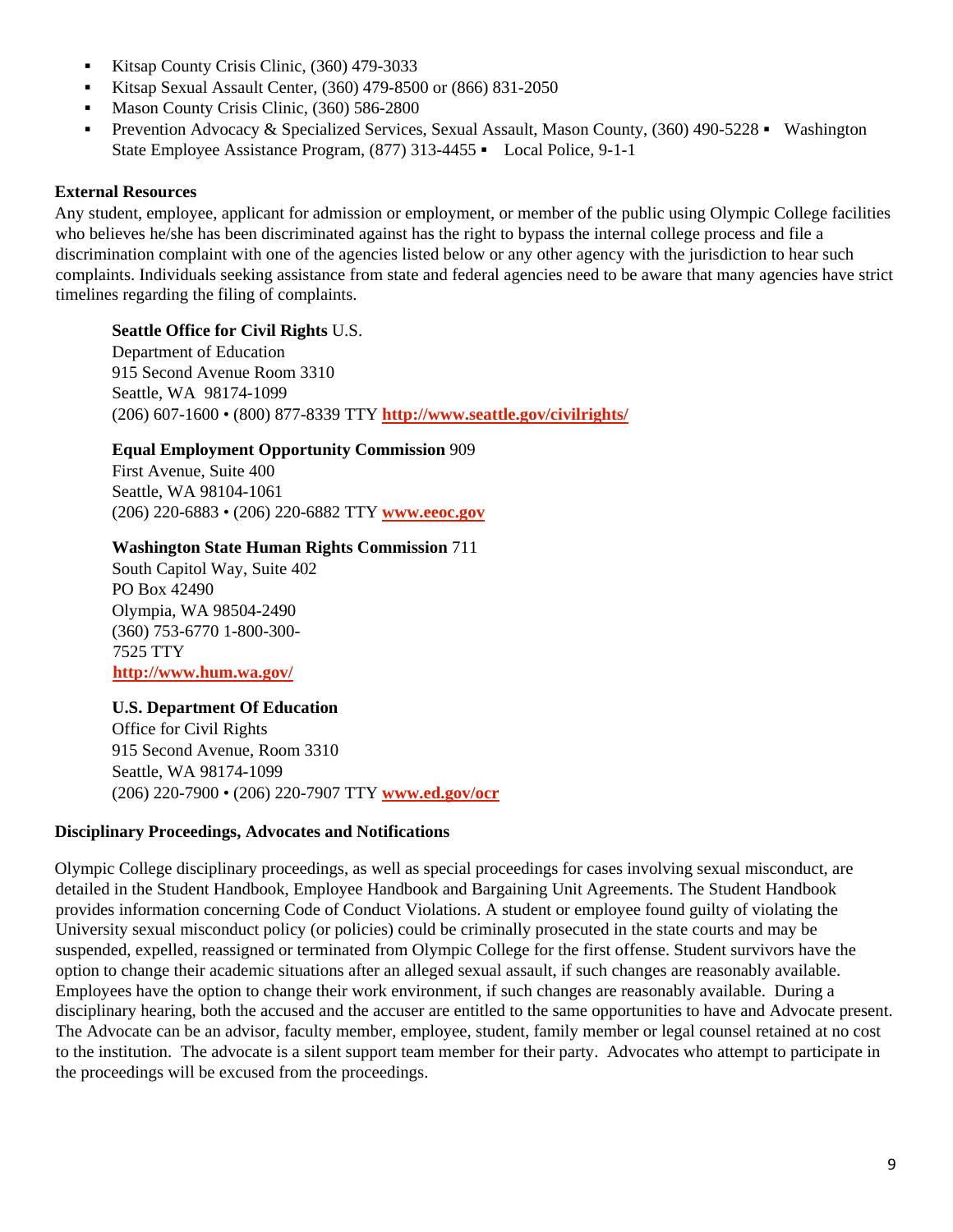- Kitsap County Crisis Clinic, (360) 479-3033
- Kitsap Sexual Assault Center, (360) 479-8500 or (866) 831-2050
- Mason County Crisis Clinic, (360) 586-2800
- Prevention Advocacy & Specialized Services, Sexual Assault, Mason County, (360) 490-5228
- Washington State Employee Assistance Program, (877) 313-4455
- Local Police, 9-1-1

**External Resources**

Any student, employee, applicant for admission or employment, or member of the public using Olympic College facilities who believes he/she has been discriminated against has the right to bypass the internal college process and file a discrimination complaint with one of the agencies listed below or any other agency with the jurisdiction to hear such complaints. Individuals seeking assistance from state and federal agencies need to be aware that many agencies have strict timelines regarding the filing of complaints.

**Seattle Office for Civil Rights** U.S.
Department of Education
915 Second Avenue Room 3310
Seattle, WA 98174-1099
(206) 607-1600 • (800) 877-8339 TTY **http://www.seattle.gov/civilrights/**

**Equal Employment Opportunity Commission** 909
First Avenue, Suite 400
Seattle, WA 98104-1061
(206) 220-6883 • (206) 220-6882 TTY **www.eeoc.gov**

**Washington State Human Rights Commission** 711
South Capitol Way, Suite 402
PO Box 42490
Olympia, WA 98504-2490
(360) 753-6770 1-800-300-7525 TTY
**http://www.hum.wa.gov/**

**U.S. Department Of Education**
Office for Civil Rights
915 Second Avenue, Room 3310
Seattle, WA 98174-1099
(206) 220-7900 • (206) 220-7907 TTY **www.ed.gov/ocr**

**Disciplinary Proceedings, Advocates and Notifications**

Olympic College disciplinary proceedings, as well as special proceedings for cases involving sexual misconduct, are detailed in the Student Handbook, Employee Handbook and Bargaining Unit Agreements. The Student Handbook provides information concerning Code of Conduct Violations. A student or employee found guilty of violating the University sexual misconduct policy (or policies) could be criminally prosecuted in the state courts and may be suspended, expelled, reassigned or terminated from Olympic College for the first offense. Student survivors have the option to change their academic situations after an alleged sexual assault, if such changes are reasonably available. Employees have the option to change their work environment, if such changes are reasonably available. During a disciplinary hearing, both the accused and the accuser are entitled to the same opportunities to have and Advocate present. The Advocate can be an advisor, faculty member, employee, student, family member or legal counsel retained at no cost to the institution. The advocate is a silent support team member for their party. Advocates who attempt to participate in the proceedings will be excused from the proceedings.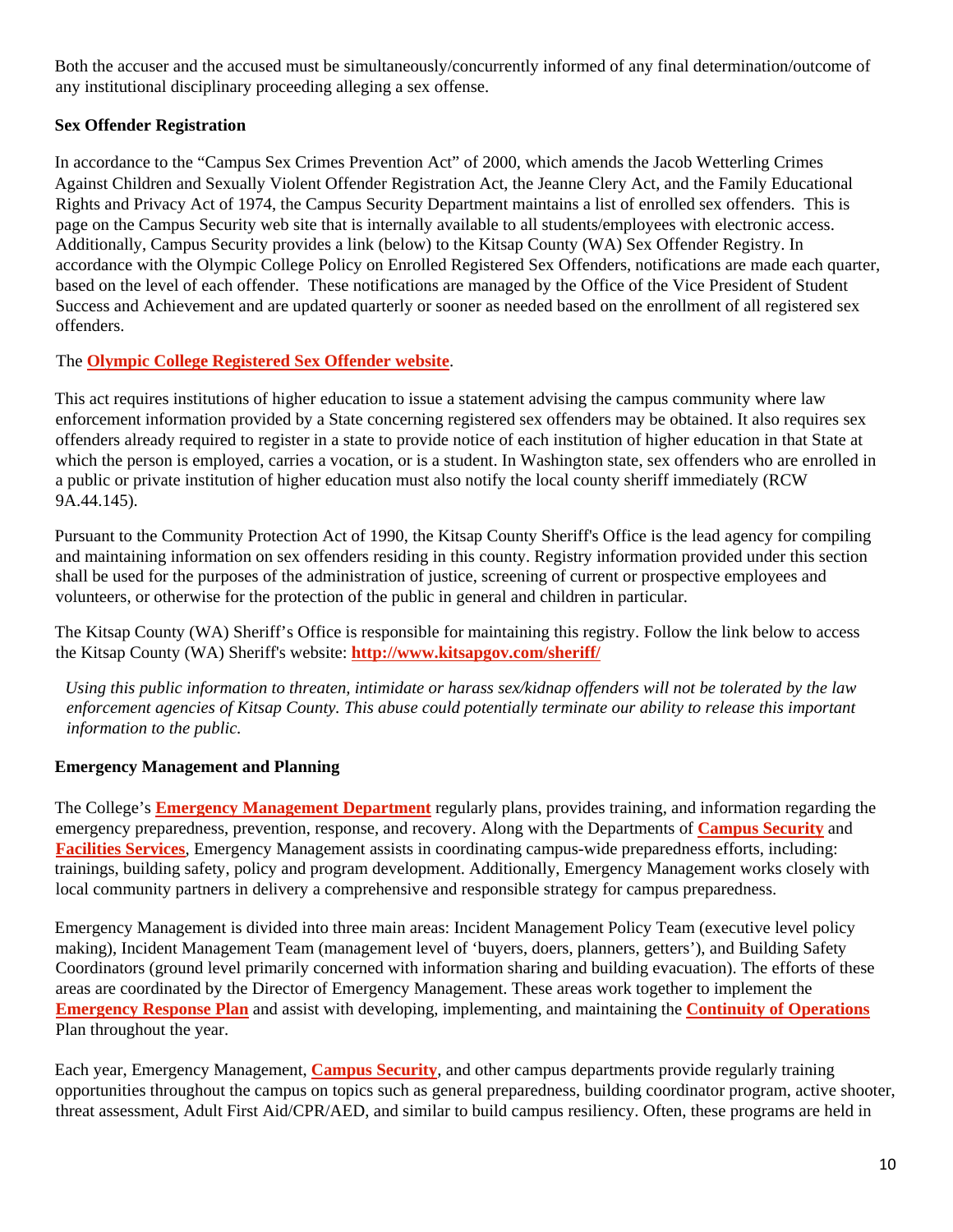Both the accuser and the accused must be simultaneously/concurrently informed of any final determination/outcome of any institutional disciplinary proceeding alleging a sex offense.

**Sex Offender Registration**

In accordance to the "Campus Sex Crimes Prevention Act" of 2000, which amends the Jacob Wetterling Crimes Against Children and Sexually Violent Offender Registration Act, the Jeanne Clery Act, and the Family Educational Rights and Privacy Act of 1974, the Campus Security Department maintains a list of enrolled sex offenders. This is page on the Campus Security web site that is internally available to all students/employees with electronic access. Additionally, Campus Security provides a link (below) to the Kitsap County (WA) Sex Offender Registry. In accordance with the Olympic College Policy on Enrolled Registered Sex Offenders, notifications are made each quarter, based on the level of each offender. These notifications are managed by the Office of the Vice President of Student Success and Achievement and are updated quarterly or sooner as needed based on the enrollment of all registered sex offenders.

The **Olympic College Registered Sex Offender website**.

This act requires institutions of higher education to issue a statement advising the campus community where law enforcement information provided by a State concerning registered sex offenders may be obtained. It also requires sex offenders already required to register in a state to provide notice of each institution of higher education in that State at which the person is employed, carries a vocation, or is a student. In Washington state, sex offenders who are enrolled in a public or private institution of higher education must also notify the local county sheriff immediately (RCW 9A.44.145).

Pursuant to the Community Protection Act of 1990, the Kitsap County Sheriff's Office is the lead agency for compiling and maintaining information on sex offenders residing in this county. Registry information provided under this section shall be used for the purposes of the administration of justice, screening of current or prospective employees and volunteers, or otherwise for the protection of the public in general and children in particular.

The Kitsap County (WA) Sheriff's Office is responsible for maintaining this registry. Follow the link below to access the Kitsap County (WA) Sheriff's website: **http://www.kitsapgov.com/sheriff/**

*Using this public information to threaten, intimidate or harass sex/kidnap offenders will not be tolerated by the law enforcement agencies of Kitsap County. This abuse could potentially terminate our ability to release this important information to the public.*

**Emergency Management and Planning**

The College's **Emergency Management Department** regularly plans, provides training, and information regarding the emergency preparedness, prevention, response, and recovery. Along with the Departments of **Campus Security** and **Facilities Services**, Emergency Management assists in coordinating campus-wide preparedness efforts, including: trainings, building safety, policy and program development. Additionally, Emergency Management works closely with local community partners in delivery a comprehensive and responsible strategy for campus preparedness.

Emergency Management is divided into three main areas: Incident Management Policy Team (executive level policy making), Incident Management Team (management level of 'buyers, doers, planners, getters'), and Building Safety Coordinators (ground level primarily concerned with information sharing and building evacuation). The efforts of these areas are coordinated by the Director of Emergency Management. These areas work together to implement the **Emergency Response Plan** and assist with developing, implementing, and maintaining the **Continuity of Operations** Plan throughout the year.

Each year, Emergency Management, **Campus Security**, and other campus departments provide regularly training opportunities throughout the campus on topics such as general preparedness, building coordinator program, active shooter, threat assessment, Adult First Aid/CPR/AED, and similar to build campus resiliency. Often, these programs are held in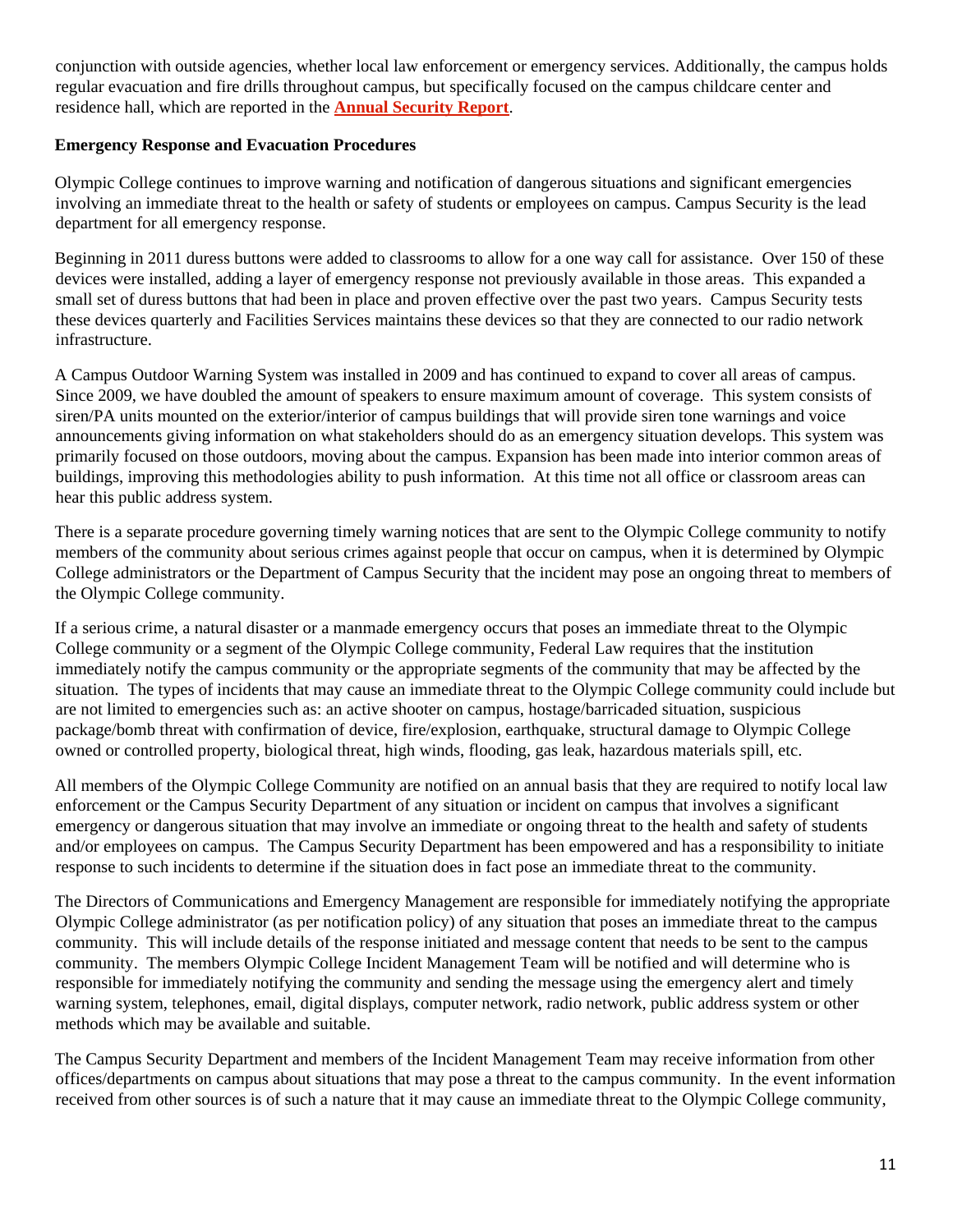conjunction with outside agencies, whether local law enforcement or emergency services. Additionally, the campus holds regular evacuation and fire drills throughout campus, but specifically focused on the campus childcare center and residence hall, which are reported in the **Annual Security Report**.

**Emergency Response and Evacuation Procedures**

Olympic College continues to improve warning and notification of dangerous situations and significant emergencies involving an immediate threat to the health or safety of students or employees on campus. Campus Security is the lead department for all emergency response.

Beginning in 2011 duress buttons were added to classrooms to allow for a one way call for assistance. Over 150 of these devices were installed, adding a layer of emergency response not previously available in those areas. This expanded a small set of duress buttons that had been in place and proven effective over the past two years. Campus Security tests these devices quarterly and Facilities Services maintains these devices so that they are connected to our radio network infrastructure.

A Campus Outdoor Warning System was installed in 2009 and has continued to expand to cover all areas of campus. Since 2009, we have doubled the amount of speakers to ensure maximum amount of coverage. This system consists of siren/PA units mounted on the exterior/interior of campus buildings that will provide siren tone warnings and voice announcements giving information on what stakeholders should do as an emergency situation develops. This system was primarily focused on those outdoors, moving about the campus. Expansion has been made into interior common areas of buildings, improving this methodologies ability to push information. At this time not all office or classroom areas can hear this public address system.

There is a separate procedure governing timely warning notices that are sent to the Olympic College community to notify members of the community about serious crimes against people that occur on campus, when it is determined by Olympic College administrators or the Department of Campus Security that the incident may pose an ongoing threat to members of the Olympic College community.

If a serious crime, a natural disaster or a manmade emergency occurs that poses an immediate threat to the Olympic College community or a segment of the Olympic College community, Federal Law requires that the institution immediately notify the campus community or the appropriate segments of the community that may be affected by the situation. The types of incidents that may cause an immediate threat to the Olympic College community could include but are not limited to emergencies such as: an active shooter on campus, hostage/barricaded situation, suspicious package/bomb threat with confirmation of device, fire/explosion, earthquake, structural damage to Olympic College owned or controlled property, biological threat, high winds, flooding, gas leak, hazardous materials spill, etc.

All members of the Olympic College Community are notified on an annual basis that they are required to notify local law enforcement or the Campus Security Department of any situation or incident on campus that involves a significant emergency or dangerous situation that may involve an immediate or ongoing threat to the health and safety of students and/or employees on campus. The Campus Security Department has been empowered and has a responsibility to initiate response to such incidents to determine if the situation does in fact pose an immediate threat to the community.

The Directors of Communications and Emergency Management are responsible for immediately notifying the appropriate Olympic College administrator (as per notification policy) of any situation that poses an immediate threat to the campus community. This will include details of the response initiated and message content that needs to be sent to the campus community. The members Olympic College Incident Management Team will be notified and will determine who is responsible for immediately notifying the community and sending the message using the emergency alert and timely warning system, telephones, email, digital displays, computer network, radio network, public address system or other methods which may be available and suitable.

The Campus Security Department and members of the Incident Management Team may receive information from other offices/departments on campus about situations that may pose a threat to the campus community. In the event information received from other sources is of such a nature that it may cause an immediate threat to the Olympic College community,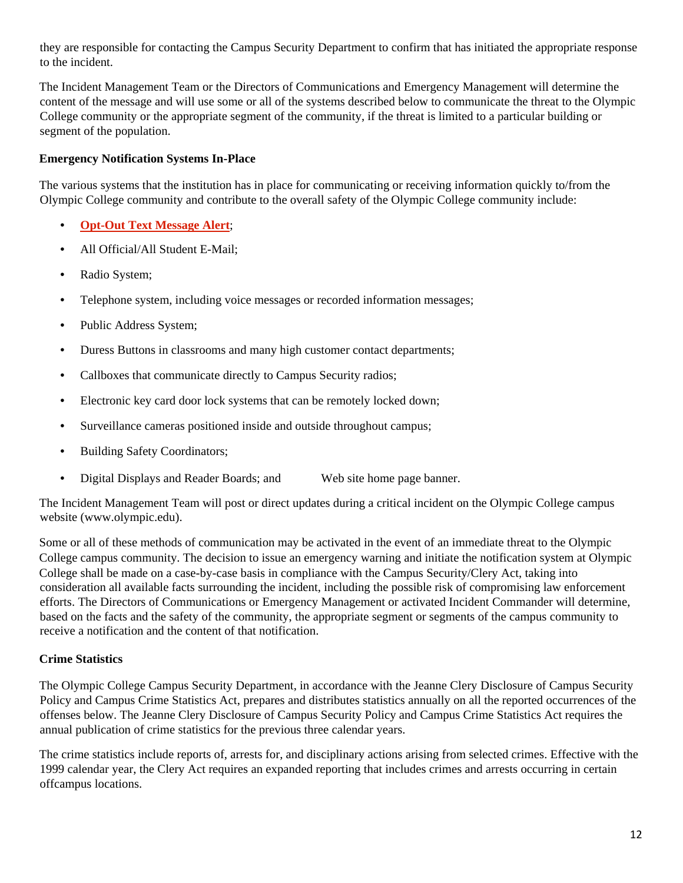they are responsible for contacting the Campus Security Department to confirm that has initiated the appropriate response to the incident.

The Incident Management Team or the Directors of Communications and Emergency Management will determine the content of the message and will use some or all of the systems described below to communicate the threat to the Olympic College community or the appropriate segment of the community, if the threat is limited to a particular building or segment of the population.

**Emergency Notification Systems In-Place**

The various systems that the institution has in place for communicating or receiving information quickly to/from the Olympic College community and contribute to the overall safety of the Olympic College community include:

- **Opt-Out Text Message Alert**;
- All Official/All Student E-Mail;
- Radio System;
- Telephone system, including voice messages or recorded information messages;
- Public Address System;
- Duress Buttons in classrooms and many high customer contact departments;
- Callboxes that communicate directly to Campus Security radios;
- Electronic key card door lock systems that can be remotely locked down;
- Surveillance cameras positioned inside and outside throughout campus;
- Building Safety Coordinators;
- Digital Displays and Reader Boards; and Web site home page banner.

The Incident Management Team will post or direct updates during a critical incident on the Olympic College campus website (www.olympic.edu).

Some or all of these methods of communication may be activated in the event of an immediate threat to the Olympic College campus community. The decision to issue an emergency warning and initiate the notification system at Olympic College shall be made on a case-by-case basis in compliance with the Campus Security/Clery Act, taking into consideration all available facts surrounding the incident, including the possible risk of compromising law enforcement efforts. The Directors of Communications or Emergency Management or activated Incident Commander will determine, based on the facts and the safety of the community, the appropriate segment or segments of the campus community to receive a notification and the content of that notification.

**Crime Statistics**

The Olympic College Campus Security Department, in accordance with the Jeanne Clery Disclosure of Campus Security Policy and Campus Crime Statistics Act, prepares and distributes statistics annually on all the reported occurrences of the offenses below. The Jeanne Clery Disclosure of Campus Security Policy and Campus Crime Statistics Act requires the annual publication of crime statistics for the previous three calendar years.

The crime statistics include reports of, arrests for, and disciplinary actions arising from selected crimes. Effective with the 1999 calendar year, the Clery Act requires an expanded reporting that includes crimes and arrests occurring in certain offcampus locations.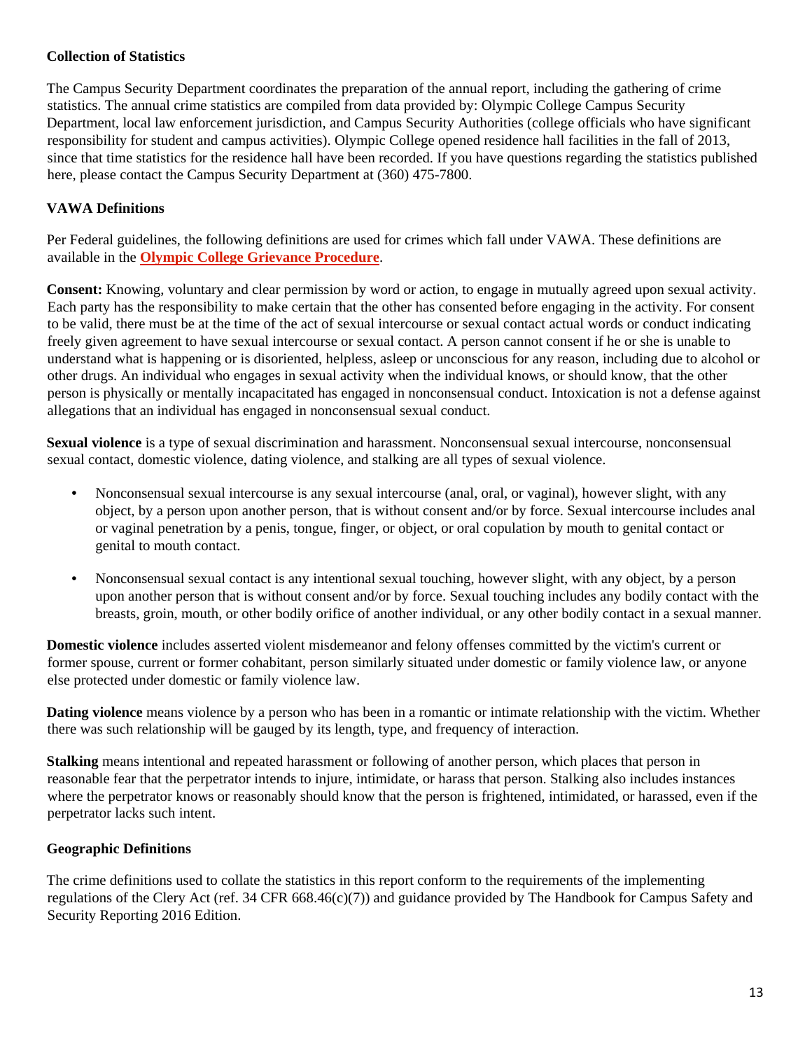**Collection of Statistics**

The Campus Security Department coordinates the preparation of the annual report, including the gathering of crime statistics. The annual crime statistics are compiled from data provided by: Olympic College Campus Security Department, local law enforcement jurisdiction, and Campus Security Authorities (college officials who have significant responsibility for student and campus activities). Olympic College opened residence hall facilities in the fall of 2013, since that time statistics for the residence hall have been recorded. If you have questions regarding the statistics published here, please contact the Campus Security Department at (360) 475-7800.

**VAWA Definitions**

Per Federal guidelines, the following definitions are used for crimes which fall under VAWA. These definitions are available in the **Olympic College Grievance Procedure**.

**Consent:** Knowing, voluntary and clear permission by word or action, to engage in mutually agreed upon sexual activity. Each party has the responsibility to make certain that the other has consented before engaging in the activity. For consent to be valid, there must be at the time of the act of sexual intercourse or sexual contact actual words or conduct indicating freely given agreement to have sexual intercourse or sexual contact. A person cannot consent if he or she is unable to understand what is happening or is disoriented, helpless, asleep or unconscious for any reason, including due to alcohol or other drugs. An individual who engages in sexual activity when the individual knows, or should know, that the other person is physically or mentally incapacitated has engaged in nonconsensual conduct. Intoxication is not a defense against allegations that an individual has engaged in nonconsensual sexual conduct.

**Sexual violence** is a type of sexual discrimination and harassment. Nonconsensual sexual intercourse, nonconsensual sexual contact, domestic violence, dating violence, and stalking are all types of sexual violence.

- Nonconsensual sexual intercourse is any sexual intercourse (anal, oral, or vaginal), however slight, with any object, by a person upon another person, that is without consent and/or by force. Sexual intercourse includes anal or vaginal penetration by a penis, tongue, finger, or object, or oral copulation by mouth to genital contact or genital to mouth contact.

- Nonconsensual sexual contact is any intentional sexual touching, however slight, with any object, by a person upon another person that is without consent and/or by force. Sexual touching includes any bodily contact with the breasts, groin, mouth, or other bodily orifice of another individual, or any other bodily contact in a sexual manner.

**Domestic violence** includes asserted violent misdemeanor and felony offenses committed by the victim's current or former spouse, current or former cohabitant, person similarly situated under domestic or family violence law, or anyone else protected under domestic or family violence law.

**Dating violence** means violence by a person who has been in a romantic or intimate relationship with the victim. Whether there was such relationship will be gauged by its length, type, and frequency of interaction.

**Stalking** means intentional and repeated harassment or following of another person, which places that person in reasonable fear that the perpetrator intends to injure, intimidate, or harass that person. Stalking also includes instances where the perpetrator knows or reasonably should know that the person is frightened, intimidated, or harassed, even if the perpetrator lacks such intent.

**Geographic Definitions**

The crime definitions used to collate the statistics in this report conform to the requirements of the implementing regulations of the Clery Act (ref. 34 CFR 668.46(c)(7)) and guidance provided by The Handbook for Campus Safety and Security Reporting 2016 Edition.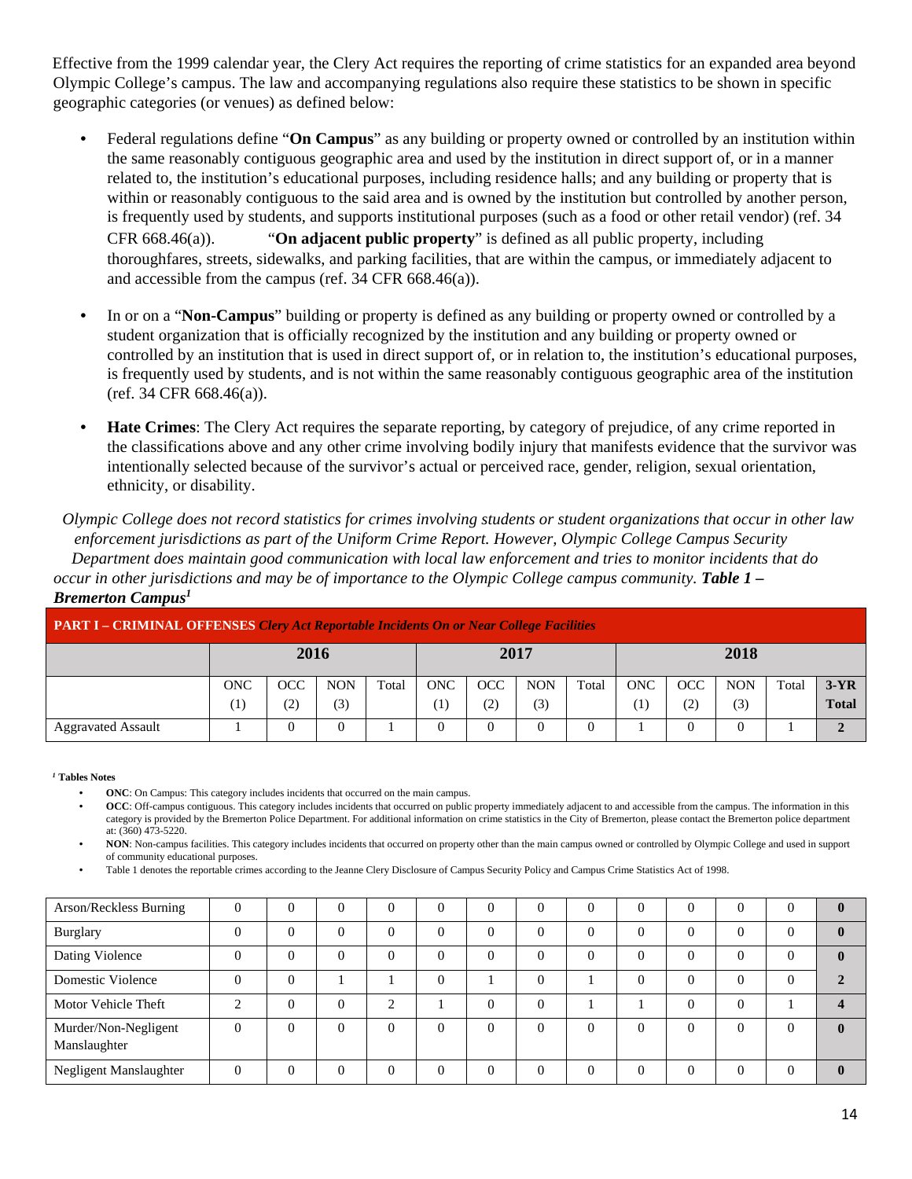Effective from the 1999 calendar year, the Clery Act requires the reporting of crime statistics for an expanded area beyond Olympic College's campus. The law and accompanying regulations also require these statistics to be shown in specific geographic categories (or venues) as defined below:

- Federal regulations define "**On Campus**" as any building or property owned or controlled by an institution within the same reasonably contiguous geographic area and used by the institution in direct support of, or in a manner related to, the institution's educational purposes, including residence halls; and any building or property that is within or reasonably contiguous to the said area and is owned by the institution but controlled by another person, is frequently used by students, and supports institutional purposes (such as a food or other retail vendor) (ref. 34 CFR 668.46(a)). "**On adjacent public property**" is defined as all public property, including thoroughfares, streets, sidewalks, and parking facilities, that are within the campus, or immediately adjacent to and accessible from the campus (ref. 34 CFR 668.46(a)).

- In or on a "**Non-Campus**" building or property is defined as any building or property owned or controlled by a student organization that is officially recognized by the institution and any building or property owned or controlled by an institution that is used in direct support of, or in relation to, the institution's educational purposes, is frequently used by students, and is not within the same reasonably contiguous geographic area of the institution (ref. 34 CFR 668.46(a)).

- **Hate Crimes**: The Clery Act requires the separate reporting, by category of prejudice, of any crime reported in the classifications above and any other crime involving bodily injury that manifests evidence that the survivor was intentionally selected because of the survivor's actual or perceived race, gender, religion, sexual orientation, ethnicity, or disability.

*Olympic College does not record statistics for crimes involving students or student organizations that occur in other law enforcement jurisdictions as part of the Uniform Crime Report. However, Olympic College Campus Security Department does maintain good communication with local law enforcement and tries to monitor incidents that do occur in other jurisdictions and may be of importance to the Olympic College campus community.* ***Table 1 – Bremerton Campus***[1]

**PART I – CRIMINAL OFFENSES** ***Clery Act Reportable Incidents On or Near College Facilities***

| | 2016 | | | | 2017 | | | | 2018 | | | | |
|---|---|---|---|---|---|---|---|---|---|---|---|---|---|
| | ONC (1) | OCC (2) | NON (3) | Total | ONC (1) | OCC (2) | NON (3) | Total | ONC (1) | OCC (2) | NON (3) | Total | **3-YR Total** |
| Aggravated Assault | 1 | 0 | 0 | 1 | 0 | 0 | 0 | 0 | 1 | 0 | 0 | 1 | **2** |
| Arson/Reckless Burning | 0 | 0 | 0 | 0 | 0 | 0 | 0 | 0 | 0 | 0 | 0 | 0 | **0** |
| Burglary | 0 | 0 | 0 | 0 | 0 | 0 | 0 | 0 | 0 | 0 | 0 | 0 | **0** |
| Dating Violence | 0 | 0 | 0 | 0 | 0 | 0 | 0 | 0 | 0 | 0 | 0 | 0 | **0** |
| Domestic Violence | 0 | 0 | 1 | 1 | 0 | 1 | 0 | 1 | 0 | 0 | 0 | 0 | **2** |
| Motor Vehicle Theft | 2 | 0 | 0 | 2 | 1 | 0 | 0 | 1 | 1 | 0 | 0 | 1 | **4** |
| Murder/Non-Negligent Manslaughter | 0 | 0 | 0 | 0 | 0 | 0 | 0 | 0 | 0 | 0 | 0 | 0 | **0** |
| Negligent Manslaughter | 0 | 0 | 0 | 0 | 0 | 0 | 0 | 0 | 0 | 0 | 0 | 0 | **0** |

[1] **Tables Notes**

- **ONC**: On Campus: This category includes incidents that occurred on the main campus.
- **OCC**: Off-campus contiguous. This category includes incidents that occurred on public property immediately adjacent to and accessible from the campus. The information in this category is provided by the Bremerton Police Department. For additional information on crime statistics in the City of Bremerton, please contact the Bremerton police department at: (360) 473-5220.
- **NON**: Non-campus facilities. This category includes incidents that occurred on property other than the main campus owned or controlled by Olympic College and used in support of community educational purposes.
- Table 1 denotes the reportable crimes according to the Jeanne Clery Disclosure of Campus Security Policy and Campus Crime Statistics Act of 1998.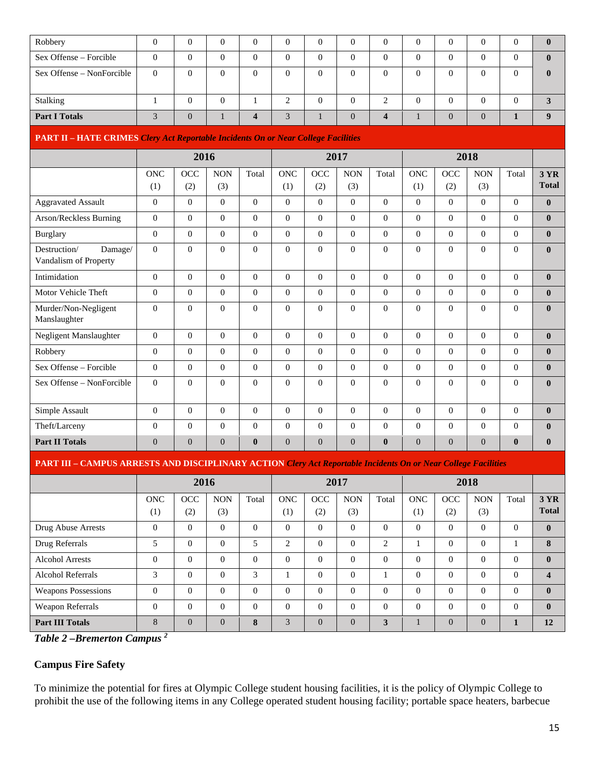| | | | | | | | | | | | | | |
|---|---|---|---|---|---|---|---|---|---|---|---|---|---|
| Robbery | 0 | 0 | 0 | 0 | 0 | 0 | 0 | 0 | 0 | 0 | 0 | 0 | **0** |
| Sex Offense – Forcible | 0 | 0 | 0 | 0 | 0 | 0 | 0 | 0 | 0 | 0 | 0 | 0 | **0** |
| Sex Offense – NonForcible | 0 | 0 | 0 | 0 | 0 | 0 | 0 | 0 | 0 | 0 | 0 | 0 | **0** |
| Stalking | 1 | 0 | 0 | 1 | 2 | 0 | 0 | 2 | 0 | 0 | 0 | 0 | **3** |
| **Part I Totals** | 3 | 0 | 1 | **4** | 3 | 1 | 0 | **4** | 1 | 0 | 0 | **1** | **9** |

**PART II – HATE CRIMES** *Clery Act Reportable Incidents On or Near College Facilities*

| | **2016** | | | | **2017** | | | | **2018** | | | | |
|---|---|---|---|---|---|---|---|---|---|---|---|---|---|
| | ONC (1) | OCC (2) | NON (3) | Total | ONC (1) | OCC (2) | NON (3) | Total | ONC (1) | OCC (2) | NON (3) | Total | **3 YR Total** |
| Aggravated Assault | 0 | 0 | 0 | 0 | 0 | 0 | 0 | 0 | 0 | 0 | 0 | 0 | **0** |
| Arson/Reckless Burning | 0 | 0 | 0 | 0 | 0 | 0 | 0 | 0 | 0 | 0 | 0 | 0 | **0** |
| Burglary | 0 | 0 | 0 | 0 | 0 | 0 | 0 | 0 | 0 | 0 | 0 | 0 | **0** |
| Destruction/ Damage/ Vandalism of Property | 0 | 0 | 0 | 0 | 0 | 0 | 0 | 0 | 0 | 0 | 0 | 0 | **0** |
| Intimidation | 0 | 0 | 0 | 0 | 0 | 0 | 0 | 0 | 0 | 0 | 0 | 0 | **0** |
| Motor Vehicle Theft | 0 | 0 | 0 | 0 | 0 | 0 | 0 | 0 | 0 | 0 | 0 | 0 | **0** |
| Murder/Non-Negligent Manslaughter | 0 | 0 | 0 | 0 | 0 | 0 | 0 | 0 | 0 | 0 | 0 | 0 | **0** |
| Negligent Manslaughter | 0 | 0 | 0 | 0 | 0 | 0 | 0 | 0 | 0 | 0 | 0 | 0 | **0** |
| Robbery | 0 | 0 | 0 | 0 | 0 | 0 | 0 | 0 | 0 | 0 | 0 | 0 | **0** |
| Sex Offense – Forcible | 0 | 0 | 0 | 0 | 0 | 0 | 0 | 0 | 0 | 0 | 0 | 0 | **0** |
| Sex Offense – NonForcible | 0 | 0 | 0 | 0 | 0 | 0 | 0 | 0 | 0 | 0 | 0 | 0 | **0** |
| Simple Assault | 0 | 0 | 0 | 0 | 0 | 0 | 0 | 0 | 0 | 0 | 0 | 0 | **0** |
| Theft/Larceny | 0 | 0 | 0 | 0 | 0 | 0 | 0 | 0 | 0 | 0 | 0 | 0 | **0** |
| **Part II Totals** | 0 | 0 | 0 | **0** | 0 | 0 | 0 | **0** | 0 | 0 | 0 | **0** | **0** |

**PART III – CAMPUS ARRESTS AND DISCIPLINARY ACTION** *Clery Act Reportable Incidents On or Near College Facilities*

| | **2016** | | | | **2017** | | | | **2018** | | | | |
|---|---|---|---|---|---|---|---|---|---|---|---|---|---|
| | ONC (1) | OCC (2) | NON (3) | Total | ONC (1) | OCC (2) | NON (3) | Total | ONC (1) | OCC (2) | NON (3) | Total | **3 YR Total** |
| Drug Abuse Arrests | 0 | 0 | 0 | 0 | 0 | 0 | 0 | 0 | 0 | 0 | 0 | 0 | **0** |
| Drug Referrals | 5 | 0 | 0 | 5 | 2 | 0 | 0 | 2 | 1 | 0 | 0 | 1 | **8** |
| Alcohol Arrests | 0 | 0 | 0 | 0 | 0 | 0 | 0 | 0 | 0 | 0 | 0 | 0 | **0** |
| Alcohol Referrals | 3 | 0 | 0 | 3 | 1 | 0 | 0 | 1 | 0 | 0 | 0 | 0 | **4** |
| Weapons Possessions | 0 | 0 | 0 | 0 | 0 | 0 | 0 | 0 | 0 | 0 | 0 | 0 | **0** |
| Weapon Referrals | 0 | 0 | 0 | 0 | 0 | 0 | 0 | 0 | 0 | 0 | 0 | 0 | **0** |
| **Part III Totals** | 8 | 0 | 0 | **8** | 3 | 0 | 0 | **3** | 1 | 0 | 0 | **1** | **12** |

***Table 2 –Bremerton Campus [2]***

### Campus Fire Safety

To minimize the potential for fires at Olympic College student housing facilities, it is the policy of Olympic College to prohibit the use of the following items in any College operated student housing facility; portable space heaters, barbecue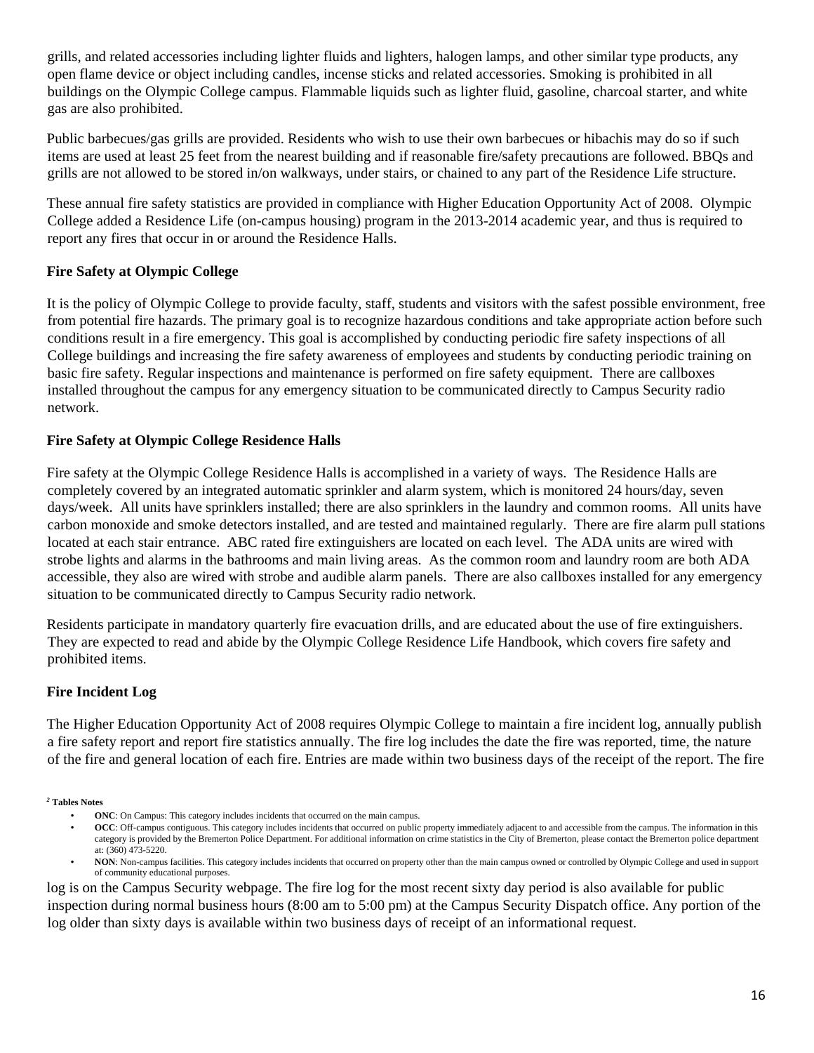grills, and related accessories including lighter fluids and lighters, halogen lamps, and other similar type products, any open flame device or object including candles, incense sticks and related accessories. Smoking is prohibited in all buildings on the Olympic College campus. Flammable liquids such as lighter fluid, gasoline, charcoal starter, and white gas are also prohibited.

Public barbecues/gas grills are provided. Residents who wish to use their own barbecues or hibachis may do so if such items are used at least 25 feet from the nearest building and if reasonable fire/safety precautions are followed. BBQs and grills are not allowed to be stored in/on walkways, under stairs, or chained to any part of the Residence Life structure.

These annual fire safety statistics are provided in compliance with Higher Education Opportunity Act of 2008. Olympic College added a Residence Life (on-campus housing) program in the 2013-2014 academic year, and thus is required to report any fires that occur in or around the Residence Halls.

**Fire Safety at Olympic College**

It is the policy of Olympic College to provide faculty, staff, students and visitors with the safest possible environment, free from potential fire hazards. The primary goal is to recognize hazardous conditions and take appropriate action before such conditions result in a fire emergency. This goal is accomplished by conducting periodic fire safety inspections of all College buildings and increasing the fire safety awareness of employees and students by conducting periodic training on basic fire safety. Regular inspections and maintenance is performed on fire safety equipment. There are callboxes installed throughout the campus for any emergency situation to be communicated directly to Campus Security radio network.

**Fire Safety at Olympic College Residence Halls**

Fire safety at the Olympic College Residence Halls is accomplished in a variety of ways. The Residence Halls are completely covered by an integrated automatic sprinkler and alarm system, which is monitored 24 hours/day, seven days/week. All units have sprinklers installed; there are also sprinklers in the laundry and common rooms. All units have carbon monoxide and smoke detectors installed, and are tested and maintained regularly. There are fire alarm pull stations located at each stair entrance. ABC rated fire extinguishers are located on each level. The ADA units are wired with strobe lights and alarms in the bathrooms and main living areas. As the common room and laundry room are both ADA accessible, they also are wired with strobe and audible alarm panels. There are also callboxes installed for any emergency situation to be communicated directly to Campus Security radio network.

Residents participate in mandatory quarterly fire evacuation drills, and are educated about the use of fire extinguishers. They are expected to read and abide by the Olympic College Residence Life Handbook, which covers fire safety and prohibited items.

**Fire Incident Log**

The Higher Education Opportunity Act of 2008 requires Olympic College to maintain a fire incident log, annually publish a fire safety report and report fire statistics annually. The fire log includes the date the fire was reported, time, the nature of the fire and general location of each fire. Entries are made within two business days of the receipt of the report. The fire log is on the Campus Security webpage. The fire log for the most recent sixty day period is also available for public inspection during normal business hours (8:00 am to 5:00 pm) at the Campus Security Dispatch office. Any portion of the log older than sixty days is available within two business days of receipt of an informational request.

[2] **Tables Notes**

- **ONC**: On Campus: This category includes incidents that occurred on the main campus.
- **OCC**: Off-campus contiguous. This category includes incidents that occurred on public property immediately adjacent to and accessible from the campus. The information in this category is provided by the Bremerton Police Department. For additional information on crime statistics in the City of Bremerton, please contact the Bremerton police department at: (360) 473-5220.
- **NON**: Non-campus facilities. This category includes incidents that occurred on property other than the main campus owned or controlled by Olympic College and used in support of community educational purposes.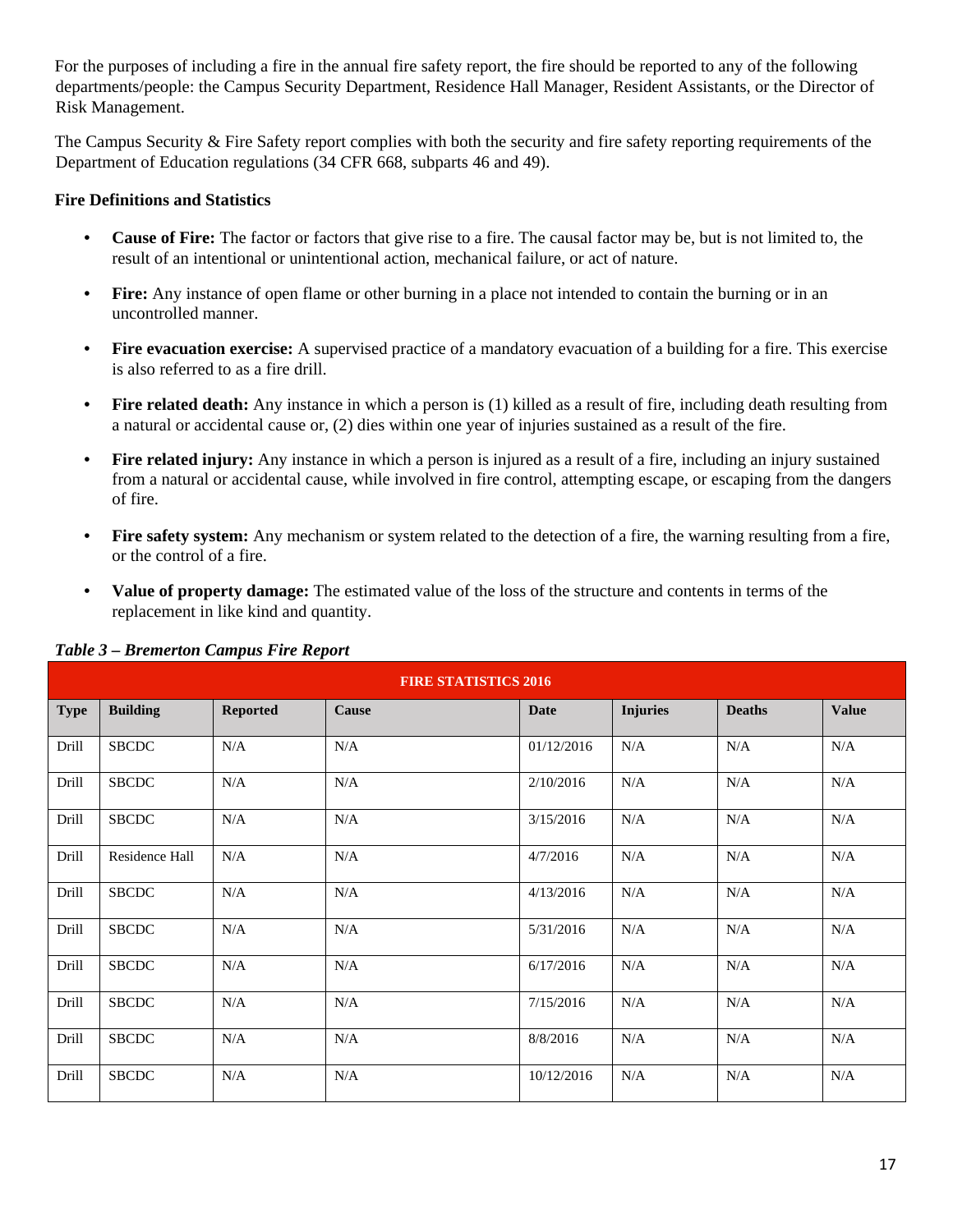For the purposes of including a fire in the annual fire safety report, the fire should be reported to any of the following departments/people: the Campus Security Department, Residence Hall Manager, Resident Assistants, or the Director of Risk Management.

The Campus Security & Fire Safety report complies with both the security and fire safety reporting requirements of the Department of Education regulations (34 CFR 668, subparts 46 and 49).

**Fire Definitions and Statistics**

- **Cause of Fire:** The factor or factors that give rise to a fire. The causal factor may be, but is not limited to, the result of an intentional or unintentional action, mechanical failure, or act of nature.
- **Fire:** Any instance of open flame or other burning in a place not intended to contain the burning or in an uncontrolled manner.
- **Fire evacuation exercise:** A supervised practice of a mandatory evacuation of a building for a fire. This exercise is also referred to as a fire drill.
- **Fire related death:** Any instance in which a person is (1) killed as a result of fire, including death resulting from a natural or accidental cause or, (2) dies within one year of injuries sustained as a result of the fire.
- **Fire related injury:** Any instance in which a person is injured as a result of a fire, including an injury sustained from a natural or accidental cause, while involved in fire control, attempting escape, or escaping from the dangers of fire.
- **Fire safety system:** Any mechanism or system related to the detection of a fire, the warning resulting from a fire, or the control of a fire.
- **Value of property damage:** The estimated value of the loss of the structure and contents in terms of the replacement in like kind and quantity.

***Table 3 – Bremerton Campus Fire Report***

| FIRE STATISTICS 2016 | | | | | | | |
|---|---|---|---|---|---|---|---|
| **Type** | **Building** | **Reported** | **Cause** | **Date** | **Injuries** | **Deaths** | **Value** |
| Drill | SBCDC | N/A | N/A | 01/12/2016 | N/A | N/A | N/A |
| Drill | SBCDC | N/A | N/A | 2/10/2016 | N/A | N/A | N/A |
| Drill | SBCDC | N/A | N/A | 3/15/2016 | N/A | N/A | N/A |
| Drill | Residence Hall | N/A | N/A | 4/7/2016 | N/A | N/A | N/A |
| Drill | SBCDC | N/A | N/A | 4/13/2016 | N/A | N/A | N/A |
| Drill | SBCDC | N/A | N/A | 5/31/2016 | N/A | N/A | N/A |
| Drill | SBCDC | N/A | N/A | 6/17/2016 | N/A | N/A | N/A |
| Drill | SBCDC | N/A | N/A | 7/15/2016 | N/A | N/A | N/A |
| Drill | SBCDC | N/A | N/A | 8/8/2016 | N/A | N/A | N/A |
| Drill | SBCDC | N/A | N/A | 10/12/2016 | N/A | N/A | N/A |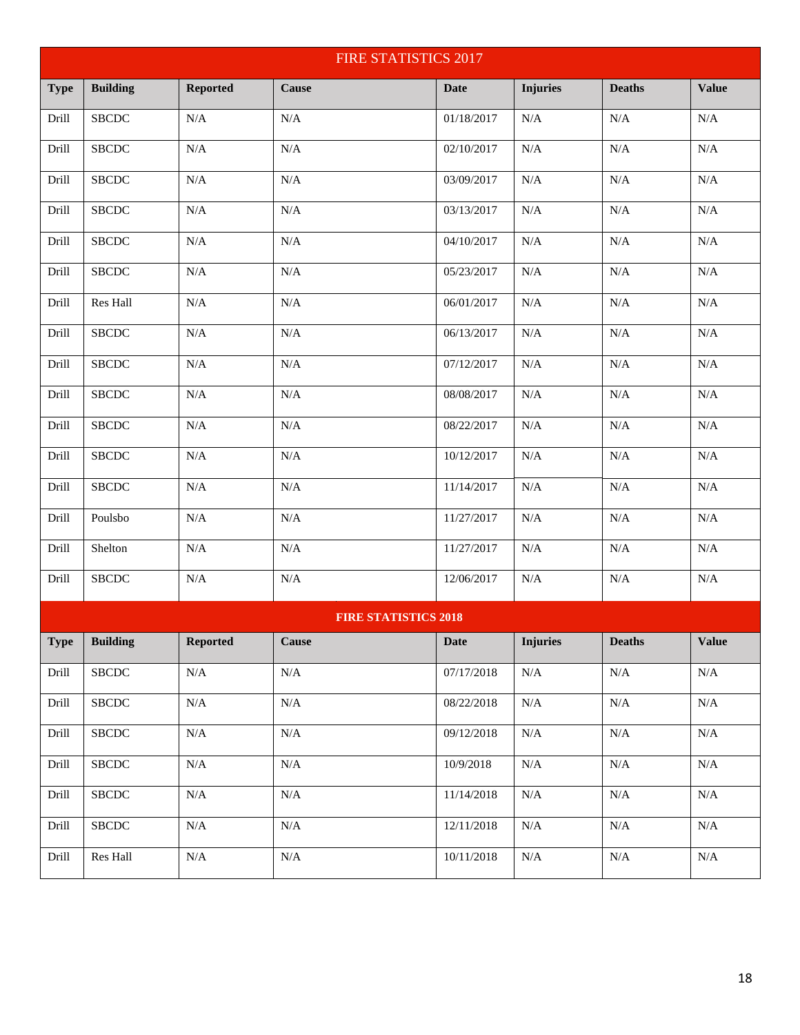| FIRE STATISTICS 2017 | | | | | | | |
|---|---|---|---|---|---|---|---|
| **Type** | **Building** | **Reported** | **Cause** | **Date** | **Injuries** | **Deaths** | **Value** |
| Drill | SBCDC | N/A | N/A | 01/18/2017 | N/A | N/A | N/A |
| Drill | SBCDC | N/A | N/A | 02/10/2017 | N/A | N/A | N/A |
| Drill | SBCDC | N/A | N/A | 03/09/2017 | N/A | N/A | N/A |
| Drill | SBCDC | N/A | N/A | 03/13/2017 | N/A | N/A | N/A |
| Drill | SBCDC | N/A | N/A | 04/10/2017 | N/A | N/A | N/A |
| Drill | SBCDC | N/A | N/A | 05/23/2017 | N/A | N/A | N/A |
| Drill | Res Hall | N/A | N/A | 06/01/2017 | N/A | N/A | N/A |
| Drill | SBCDC | N/A | N/A | 06/13/2017 | N/A | N/A | N/A |
| Drill | SBCDC | N/A | N/A | 07/12/2017 | N/A | N/A | N/A |
| Drill | SBCDC | N/A | N/A | 08/08/2017 | N/A | N/A | N/A |
| Drill | SBCDC | N/A | N/A | 08/22/2017 | N/A | N/A | N/A |
| Drill | SBCDC | N/A | N/A | 10/12/2017 | N/A | N/A | N/A |
| Drill | SBCDC | N/A | N/A | 11/14/2017 | N/A | N/A | N/A |
| Drill | Poulsbo | N/A | N/A | 11/27/2017 | N/A | N/A | N/A |
| Drill | Shelton | N/A | N/A | 11/27/2017 | N/A | N/A | N/A |
| Drill | SBCDC | N/A | N/A | 12/06/2017 | N/A | N/A | N/A |

| FIRE STATISTICS 2018 | | | | | | | |
|---|---|---|---|---|---|---|---|
| **Type** | **Building** | **Reported** | **Cause** | **Date** | **Injuries** | **Deaths** | **Value** |
| Drill | SBCDC | N/A | N/A | 07/17/2018 | N/A | N/A | N/A |
| Drill | SBCDC | N/A | N/A | 08/22/2018 | N/A | N/A | N/A |
| Drill | SBCDC | N/A | N/A | 09/12/2018 | N/A | N/A | N/A |
| Drill | SBCDC | N/A | N/A | 10/9/2018 | N/A | N/A | N/A |
| Drill | SBCDC | N/A | N/A | 11/14/2018 | N/A | N/A | N/A |
| Drill | SBCDC | N/A | N/A | 12/11/2018 | N/A | N/A | N/A |
| Drill | Res Hall | N/A | N/A | 10/11/2018 | N/A | N/A | N/A |